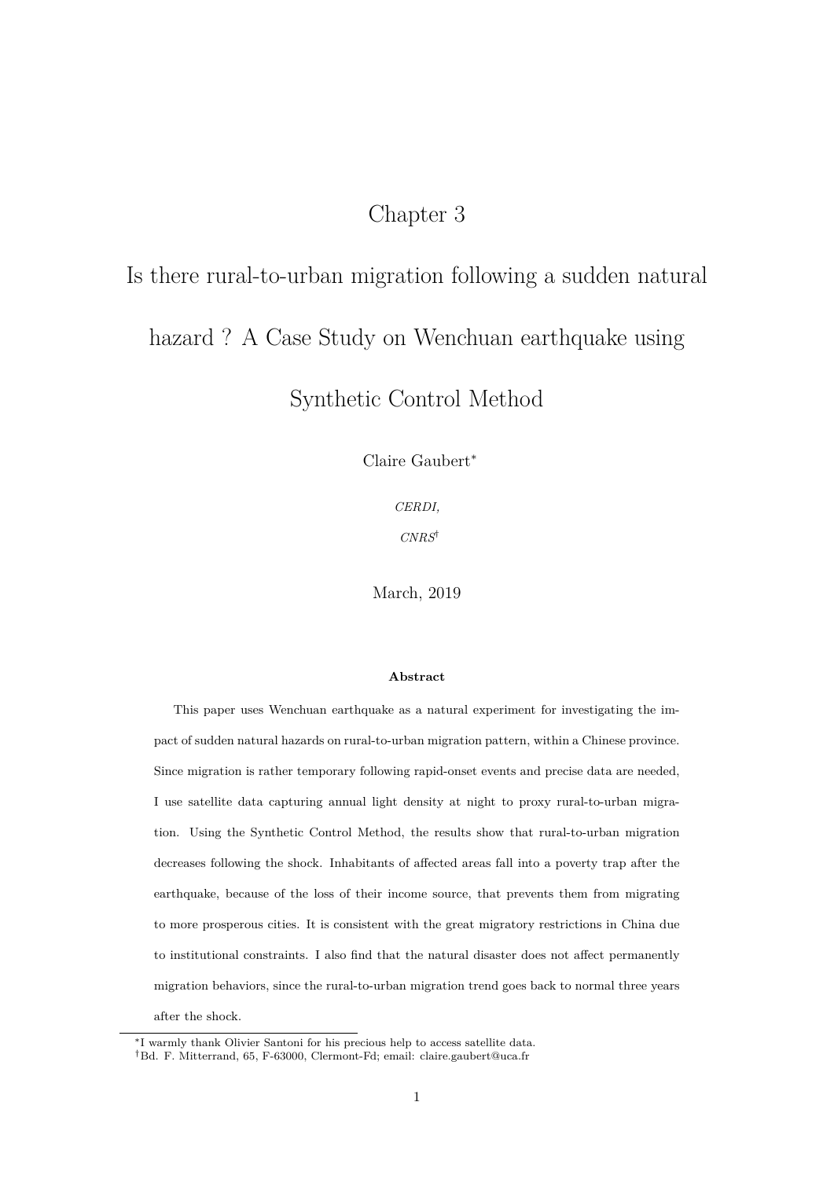# Chapter 3

# Is there rural-to-urban migration following a sudden natural hazard ? A Case Study on Wenchuan earthquake using Synthetic Control Method

Claire Gaubert*

*CERDI,*

*CNRS*†

March, 2019

**Abstract**

This paper uses Wenchuan earthquake as a natural experiment for investigating the impact of sudden natural hazards on rural-to-urban migration pattern, within a Chinese province. Since migration is rather temporary following rapid-onset events and precise data are needed, I use satellite data capturing annual light density at night to proxy rural-to-urban migration. Using the Synthetic Control Method, the results show that rural-to-urban migration decreases following the shock. Inhabitants of affected areas fall into a poverty trap after the earthquake, because of the loss of their income source, that prevents them from migrating to more prosperous cities. It is consistent with the great migratory restrictions in China due to institutional constraints. I also find that the natural disaster does not affect permanently migration behaviors, since the rural-to-urban migration trend goes back to normal three years after the shock.

---

*I warmly thank Olivier Santoni for his precious help to access satellite data.

†Bd. F. Mitterrand, 65, F-63000, Clermont-Fd; email: claire.gaubert@uca.fr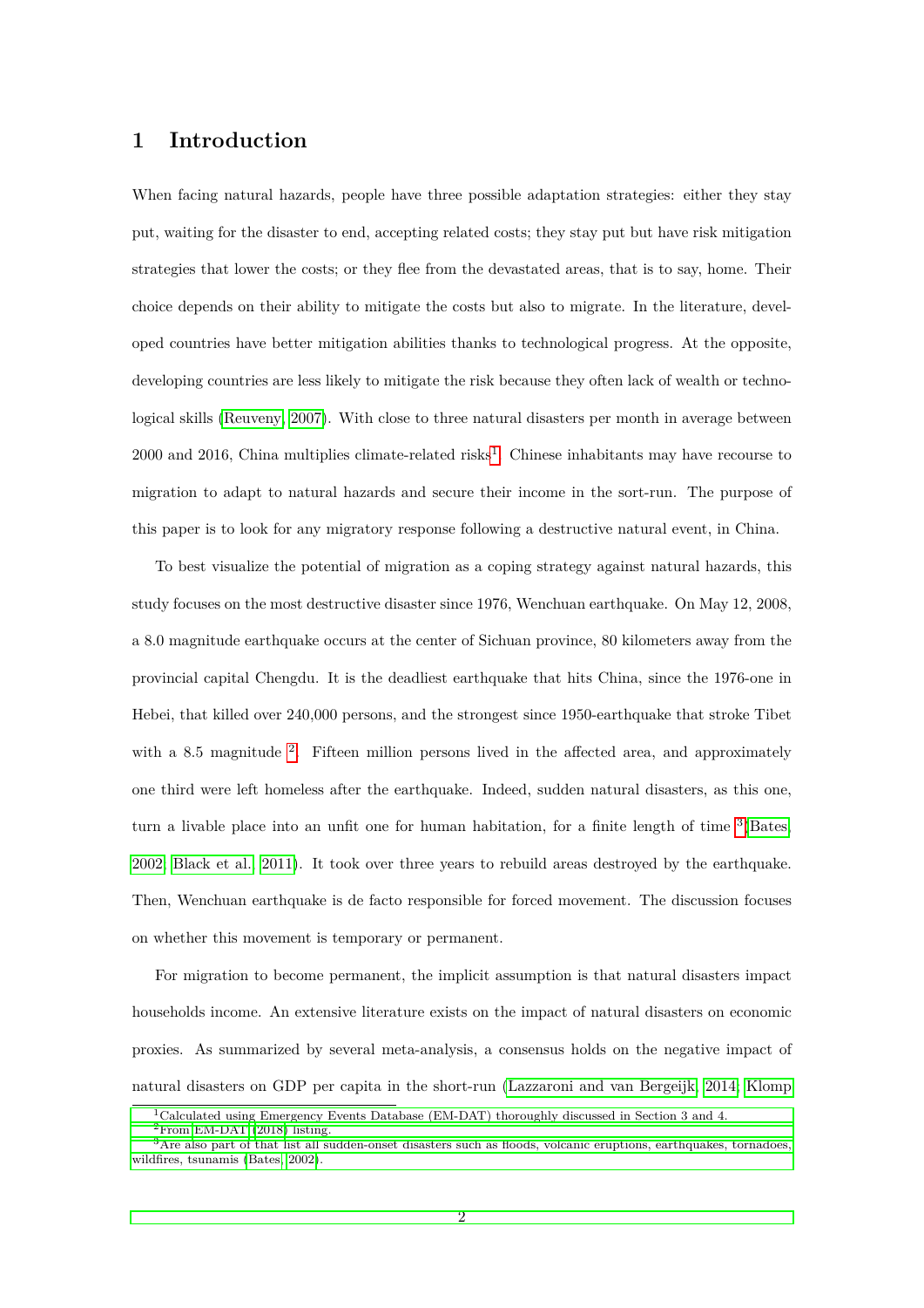# 1 Introduction

When facing natural hazards, people have three possible adaptation strategies: either they stay put, waiting for the disaster to end, accepting related costs; they stay put but have risk mitigation strategies that lower the costs; or they flee from the devastated areas, that is to say, home. Their choice depends on their ability to mitigate the costs but also to migrate. In the literature, developed countries have better mitigation abilities thanks to technological progress. At the opposite, developing countries are less likely to mitigate the risk because they often lack of wealth or technological skills (Reuveny, 2007). With close to three natural disasters per month in average between 2000 and 2016, China multiplies climate-related risks[1]. Chinese inhabitants may have recourse to migration to adapt to natural hazards and secure their income in the sort-run. The purpose of this paper is to look for any migratory response following a destructive natural event, in China.

To best visualize the potential of migration as a coping strategy against natural hazards, this study focuses on the most destructive disaster since 1976, Wenchuan earthquake. On May 12, 2008, a 8.0 magnitude earthquake occurs at the center of Sichuan province, 80 kilometers away from the provincial capital Chengdu. It is the deadliest earthquake that hits China, since the 1976-one in Hebei, that killed over 240,000 persons, and the strongest since 1950-earthquake that stroke Tibet with a 8.5 magnitude [2]. Fifteen million persons lived in the affected area, and approximately one third were left homeless after the earthquake. Indeed, sudden natural disasters, as this one, turn a livable place into an unfit one for human habitation, for a finite length of time [3](Bates, 2002; Black et al., 2011). It took over three years to rebuild areas destroyed by the earthquake. Then, Wenchuan earthquake is de facto responsible for forced movement. The discussion focuses on whether this movement is temporary or permanent.

For migration to become permanent, the implicit assumption is that natural disasters impact households income. An extensive literature exists on the impact of natural disasters on economic proxies. As summarized by several meta-analysis, a consensus holds on the negative impact of natural disasters on GDP per capita in the short-run (Lazzaroni and van Bergeijk, 2014; Klomp

---

[1] Calculated using Emergency Events Database (EM-DAT) thoroughly discussed in Section 3 and 4.

[2] From EM-DAT (2018) listing.

[3] Are also part of that list all sudden-onset disasters such as floods, volcanic eruptions, earthquakes, tornadoes, wildfires, tsunamis (Bates, 2002).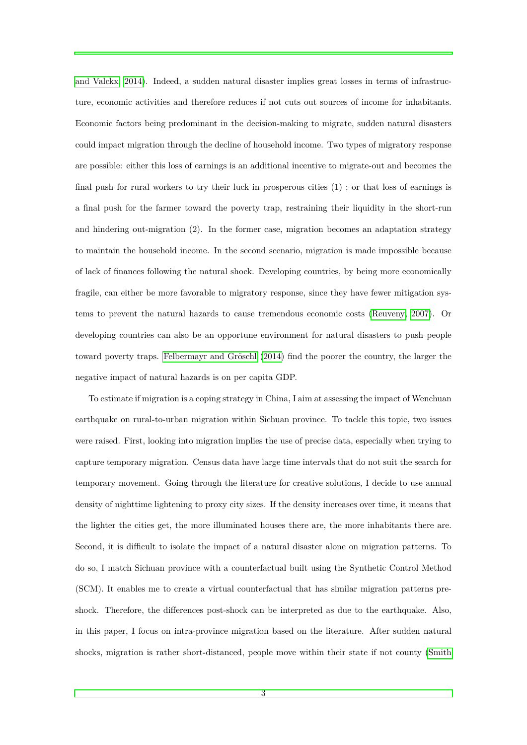and Valckx, 2014). Indeed, a sudden natural disaster implies great losses in terms of infrastructure, economic activities and therefore reduces if not cuts out sources of income for inhabitants. Economic factors being predominant in the decision-making to migrate, sudden natural disasters could impact migration through the decline of household income. Two types of migratory response are possible: either this loss of earnings is an additional incentive to migrate-out and becomes the final push for rural workers to try their luck in prosperous cities (1) ; or that loss of earnings is a final push for the farmer toward the poverty trap, restraining their liquidity in the short-run and hindering out-migration (2). In the former case, migration becomes an adaptation strategy to maintain the household income. In the second scenario, migration is made impossible because of lack of finances following the natural shock. Developing countries, by being more economically fragile, can either be more favorable to migratory response, since they have fewer mitigation systems to prevent the natural hazards to cause tremendous economic costs (Reuveny, 2007). Or developing countries can also be an opportune environment for natural disasters to push people toward poverty traps. Felbermayr and Gröschl (2014) find the poorer the country, the larger the negative impact of natural hazards is on per capita GDP.

To estimate if migration is a coping strategy in China, I aim at assessing the impact of Wenchuan earthquake on rural-to-urban migration within Sichuan province. To tackle this topic, two issues were raised. First, looking into migration implies the use of precise data, especially when trying to capture temporary migration. Census data have large time intervals that do not suit the search for temporary movement. Going through the literature for creative solutions, I decide to use annual density of nighttime lightening to proxy city sizes. If the density increases over time, it means that the lighter the cities get, the more illuminated houses there are, the more inhabitants there are. Second, it is difficult to isolate the impact of a natural disaster alone on migration patterns. To do so, I match Sichuan province with a counterfactual built using the Synthetic Control Method (SCM). It enables me to create a virtual counterfactual that has similar migration patterns pre-shock. Therefore, the differences post-shock can be interpreted as due to the earthquake. Also, in this paper, I focus on intra-province migration based on the literature. After sudden natural shocks, migration is rather short-distanced, people move within their state if not county (Smith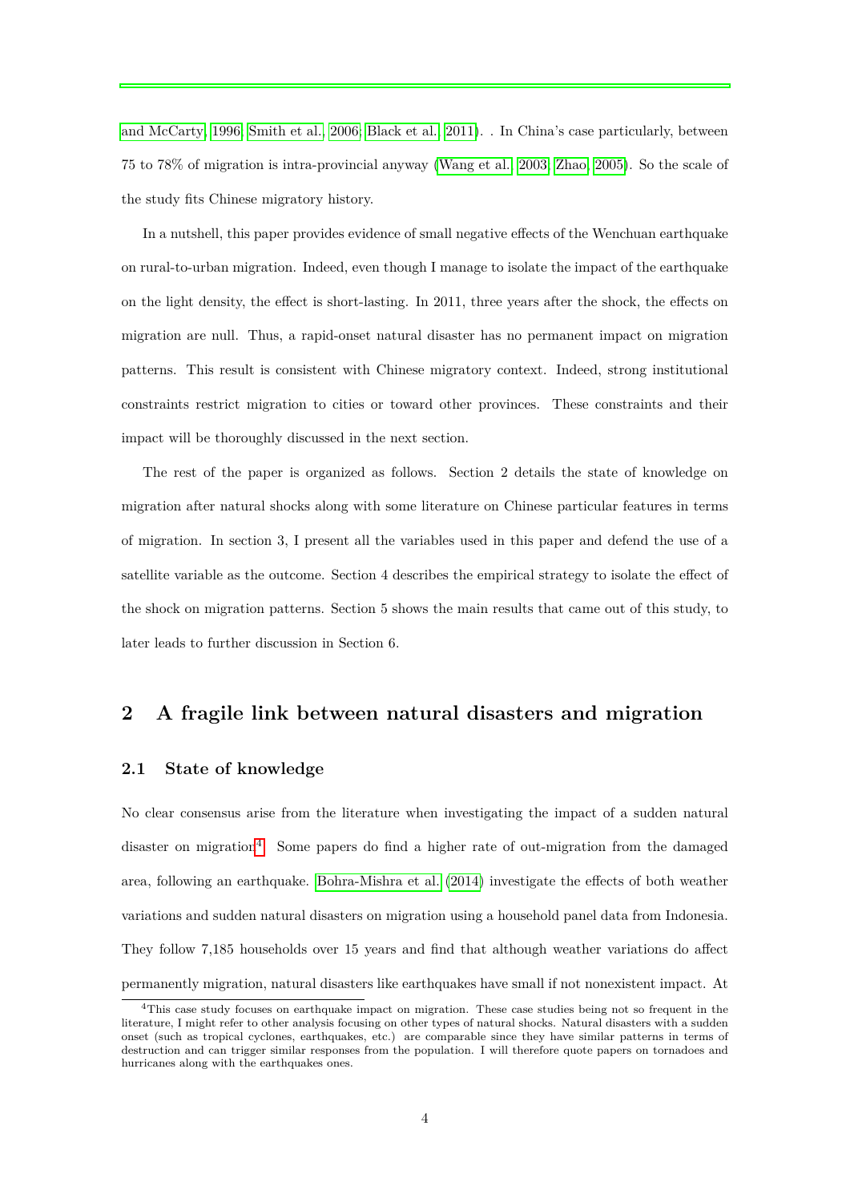and McCarty, 1996; Smith et al., 2006; Black et al., 2011). . In China's case particularly, between 75 to 78% of migration is intra-provincial anyway (Wang et al., 2003; Zhao, 2005). So the scale of the study fits Chinese migratory history.

In a nutshell, this paper provides evidence of small negative effects of the Wenchuan earthquake on rural-to-urban migration. Indeed, even though I manage to isolate the impact of the earthquake on the light density, the effect is short-lasting. In 2011, three years after the shock, the effects on migration are null. Thus, a rapid-onset natural disaster has no permanent impact on migration patterns. This result is consistent with Chinese migratory context. Indeed, strong institutional constraints restrict migration to cities or toward other provinces. These constraints and their impact will be thoroughly discussed in the next section.

The rest of the paper is organized as follows. Section 2 details the state of knowledge on migration after natural shocks along with some literature on Chinese particular features in terms of migration. In section 3, I present all the variables used in this paper and defend the use of a satellite variable as the outcome. Section 4 describes the empirical strategy to isolate the effect of the shock on migration patterns. Section 5 shows the main results that came out of this study, to later leads to further discussion in Section 6.

## 2 A fragile link between natural disasters and migration

### 2.1 State of knowledge

No clear consensus arise from the literature when investigating the impact of a sudden natural disaster on migration[4]. Some papers do find a higher rate of out-migration from the damaged area, following an earthquake. Bohra-Mishra et al. (2014) investigate the effects of both weather variations and sudden natural disasters on migration using a household panel data from Indonesia. They follow 7,185 households over 15 years and find that although weather variations do affect permanently migration, natural disasters like earthquakes have small if not nonexistent impact. At

[4] This case study focuses on earthquake impact on migration. These case studies being not so frequent in the literature, I might refer to other analysis focusing on other types of natural shocks. Natural disasters with a sudden onset (such as tropical cyclones, earthquakes, etc.) are comparable since they have similar patterns in terms of destruction and can trigger similar responses from the population. I will therefore quote papers on tornadoes and hurricanes along with the earthquakes ones.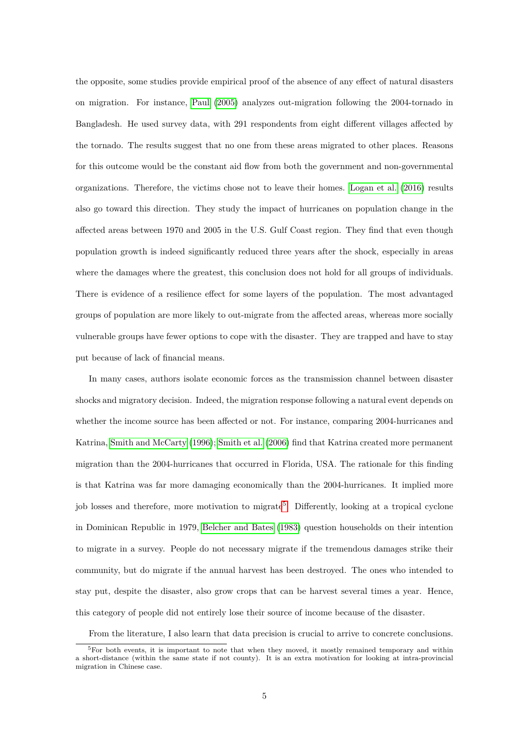the opposite, some studies provide empirical proof of the absence of any effect of natural disasters on migration. For instance, Paul (2005) analyzes out-migration following the 2004-tornado in Bangladesh. He used survey data, with 291 respondents from eight different villages affected by the tornado. The results suggest that no one from these areas migrated to other places. Reasons for this outcome would be the constant aid flow from both the government and non-governmental organizations. Therefore, the victims chose not to leave their homes. Logan et al. (2016) results also go toward this direction. They study the impact of hurricanes on population change in the affected areas between 1970 and 2005 in the U.S. Gulf Coast region. They find that even though population growth is indeed significantly reduced three years after the shock, especially in areas where the damages where the greatest, this conclusion does not hold for all groups of individuals. There is evidence of a resilience effect for some layers of the population. The most advantaged groups of population are more likely to out-migrate from the affected areas, whereas more socially vulnerable groups have fewer options to cope with the disaster. They are trapped and have to stay put because of lack of financial means.

In many cases, authors isolate economic forces as the transmission channel between disaster shocks and migratory decision. Indeed, the migration response following a natural event depends on whether the income source has been affected or not. For instance, comparing 2004-hurricanes and Katrina, Smith and McCarty (1996); Smith et al. (2006) find that Katrina created more permanent migration than the 2004-hurricanes that occurred in Florida, USA. The rationale for this finding is that Katrina was far more damaging economically than the 2004-hurricanes. It implied more job losses and therefore, more motivation to migrate[5]. Differently, looking at a tropical cyclone in Dominican Republic in 1979, Belcher and Bates (1983) question households on their intention to migrate in a survey. People do not necessary migrate if the tremendous damages strike their community, but do migrate if the annual harvest has been destroyed. The ones who intended to stay put, despite the disaster, also grow crops that can be harvest several times a year. Hence, this category of people did not entirely lose their source of income because of the disaster.

From the literature, I also learn that data precision is crucial to arrive to concrete conclusions.

[5]For both events, it is important to note that when they moved, it mostly remained temporary and within a short-distance (within the same state if not county). It is an extra motivation for looking at intra-provincial migration in Chinese case.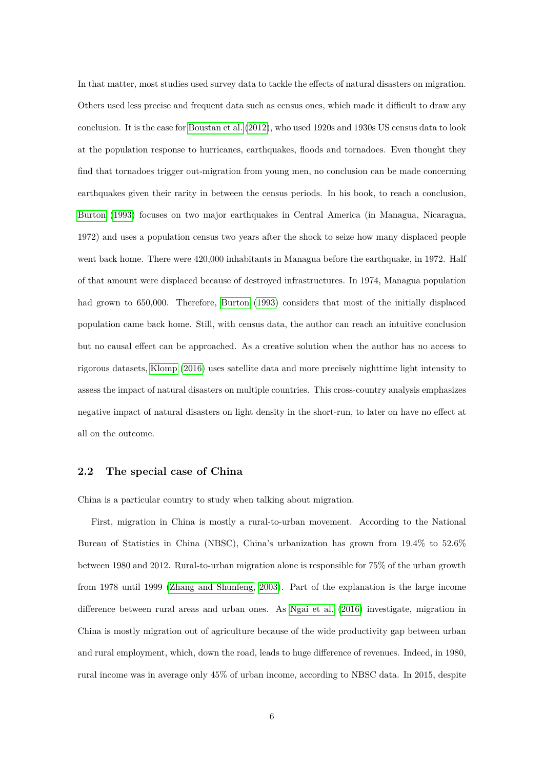In that matter, most studies used survey data to tackle the effects of natural disasters on migration. Others used less precise and frequent data such as census ones, which made it difficult to draw any conclusion. It is the case for Boustan et al. (2012), who used 1920s and 1930s US census data to look at the population response to hurricanes, earthquakes, floods and tornadoes. Even thought they find that tornadoes trigger out-migration from young men, no conclusion can be made concerning earthquakes given their rarity in between the census periods. In his book, to reach a conclusion, Burton (1993) focuses on two major earthquakes in Central America (in Managua, Nicaragua, 1972) and uses a population census two years after the shock to seize how many displaced people went back home. There were 420,000 inhabitants in Managua before the earthquake, in 1972. Half of that amount were displaced because of destroyed infrastructures. In 1974, Managua population had grown to 650,000. Therefore, Burton (1993) considers that most of the initially displaced population came back home. Still, with census data, the author can reach an intuitive conclusion but no causal effect can be approached. As a creative solution when the author has no access to rigorous datasets, Klomp (2016) uses satellite data and more precisely nighttime light intensity to assess the impact of natural disasters on multiple countries. This cross-country analysis emphasizes negative impact of natural disasters on light density in the short-run, to later on have no effect at all on the outcome.

### 2.2 The special case of China

China is a particular country to study when talking about migration.

First, migration in China is mostly a rural-to-urban movement. According to the National Bureau of Statistics in China (NBSC), China's urbanization has grown from 19.4% to 52.6% between 1980 and 2012. Rural-to-urban migration alone is responsible for 75% of the urban growth from 1978 until 1999 (Zhang and Shunfeng, 2003). Part of the explanation is the large income difference between rural areas and urban ones. As Ngai et al. (2016) investigate, migration in China is mostly migration out of agriculture because of the wide productivity gap between urban and rural employment, which, down the road, leads to huge difference of revenues. Indeed, in 1980, rural income was in average only 45% of urban income, according to NBSC data. In 2015, despite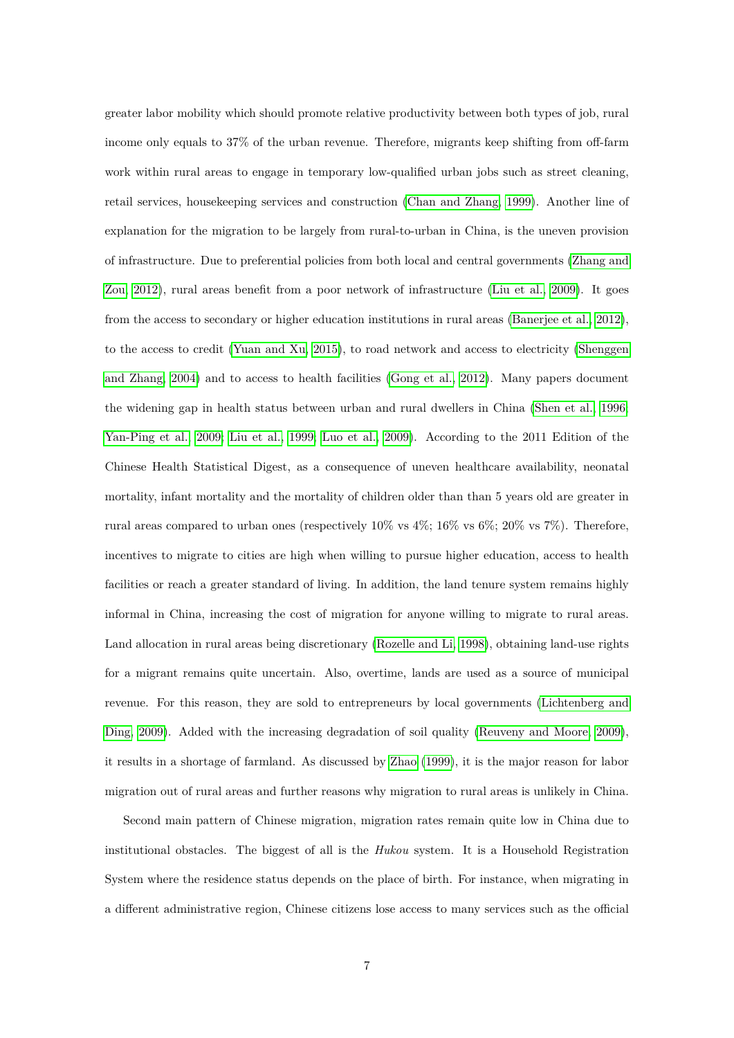greater labor mobility which should promote relative productivity between both types of job, rural income only equals to 37% of the urban revenue. Therefore, migrants keep shifting from off-farm work within rural areas to engage in temporary low-qualified urban jobs such as street cleaning, retail services, housekeeping services and construction (Chan and Zhang, 1999). Another line of explanation for the migration to be largely from rural-to-urban in China, is the uneven provision of infrastructure. Due to preferential policies from both local and central governments (Zhang and Zou, 2012), rural areas benefit from a poor network of infrastructure (Liu et al., 2009). It goes from the access to secondary or higher education institutions in rural areas (Banerjee et al., 2012), to the access to credit (Yuan and Xu, 2015), to road network and access to electricity (Shenggen and Zhang, 2004) and to access to health facilities (Gong et al., 2012). Many papers document the widening gap in health status between urban and rural dwellers in China (Shen et al., 1996; Yan-Ping et al., 2009; Liu et al., 1999; Luo et al., 2009). According to the 2011 Edition of the Chinese Health Statistical Digest, as a consequence of uneven healthcare availability, neonatal mortality, infant mortality and the mortality of children older than than 5 years old are greater in rural areas compared to urban ones (respectively 10% vs 4%; 16% vs 6%; 20% vs 7%). Therefore, incentives to migrate to cities are high when willing to pursue higher education, access to health facilities or reach a greater standard of living. In addition, the land tenure system remains highly informal in China, increasing the cost of migration for anyone willing to migrate to rural areas. Land allocation in rural areas being discretionary (Rozelle and Li, 1998), obtaining land-use rights for a migrant remains quite uncertain. Also, overtime, lands are used as a source of municipal revenue. For this reason, they are sold to entrepreneurs by local governments (Lichtenberg and Ding, 2009). Added with the increasing degradation of soil quality (Reuveny and Moore, 2009), it results in a shortage of farmland. As discussed by Zhao (1999), it is the major reason for labor migration out of rural areas and further reasons why migration to rural areas is unlikely in China.

Second main pattern of Chinese migration, migration rates remain quite low in China due to institutional obstacles. The biggest of all is the *Hukou* system. It is a Household Registration System where the residence status depends on the place of birth. For instance, when migrating in a different administrative region, Chinese citizens lose access to many services such as the official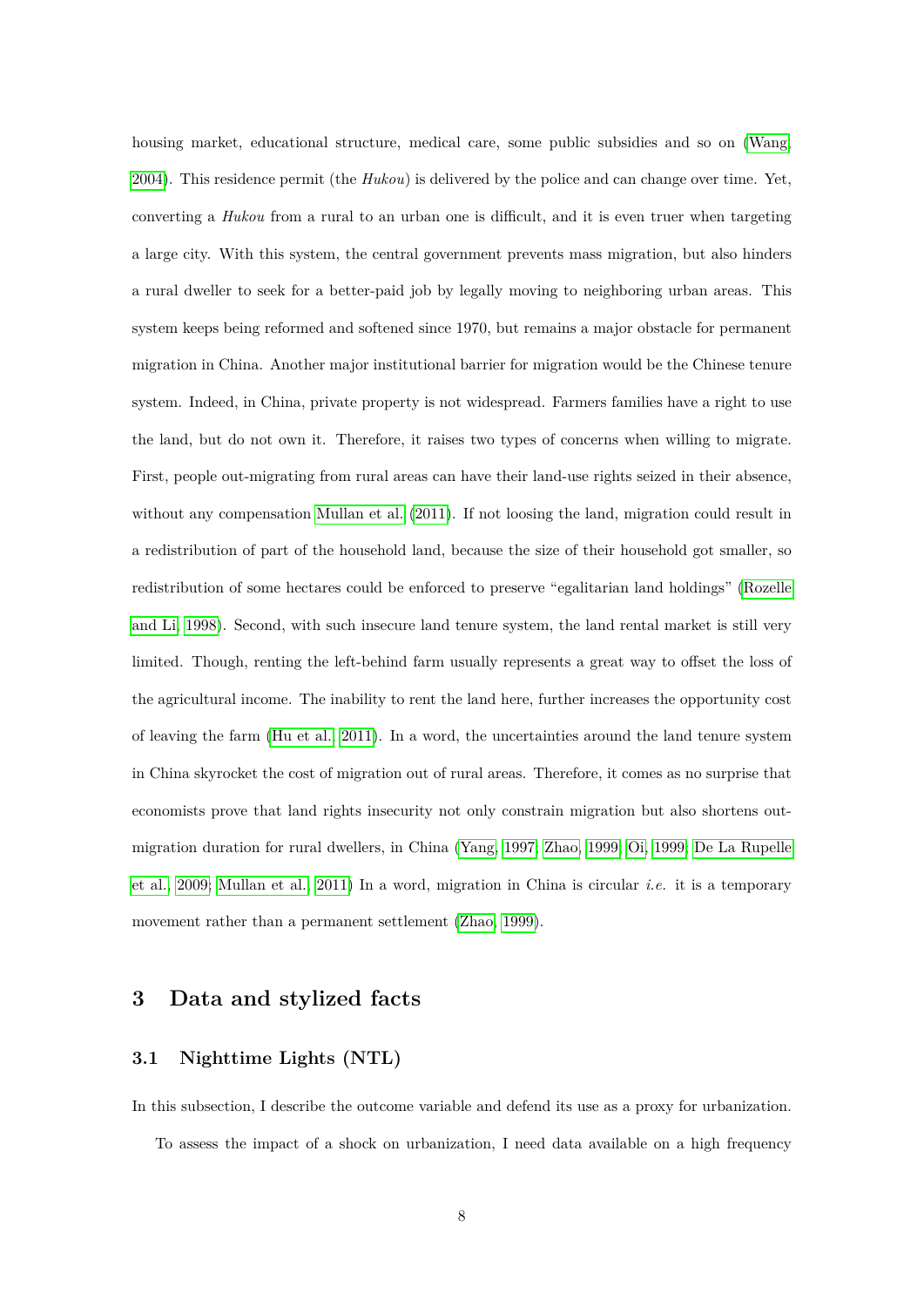housing market, educational structure, medical care, some public subsidies and so on (Wang, 2004). This residence permit (the *Hukou*) is delivered by the police and can change over time. Yet, converting a *Hukou* from a rural to an urban one is difficult, and it is even truer when targeting a large city. With this system, the central government prevents mass migration, but also hinders a rural dweller to seek for a better-paid job by legally moving to neighboring urban areas. This system keeps being reformed and softened since 1970, but remains a major obstacle for permanent migration in China. Another major institutional barrier for migration would be the Chinese tenure system. Indeed, in China, private property is not widespread. Farmers families have a right to use the land, but do not own it. Therefore, it raises two types of concerns when willing to migrate. First, people out-migrating from rural areas can have their land-use rights seized in their absence, without any compensation Mullan et al. (2011). If not loosing the land, migration could result in a redistribution of part of the household land, because the size of their household got smaller, so redistribution of some hectares could be enforced to preserve "egalitarian land holdings" (Rozelle and Li, 1998). Second, with such insecure land tenure system, the land rental market is still very limited. Though, renting the left-behind farm usually represents a great way to offset the loss of the agricultural income. The inability to rent the land here, further increases the opportunity cost of leaving the farm (Hu et al., 2011). In a word, the uncertainties around the land tenure system in China skyrocket the cost of migration out of rural areas. Therefore, it comes as no surprise that economists prove that land rights insecurity not only constrain migration but also shortens out-migration duration for rural dwellers, in China (Yang, 1997; Zhao, 1999; Oi, 1999; De La Rupelle et al., 2009; Mullan et al., 2011) In a word, migration in China is circular *i.e.* it is a temporary movement rather than a permanent settlement (Zhao, 1999).

# 3 Data and stylized facts

## 3.1 Nighttime Lights (NTL)

In this subsection, I describe the outcome variable and defend its use as a proxy for urbanization.

To assess the impact of a shock on urbanization, I need data available on a high frequency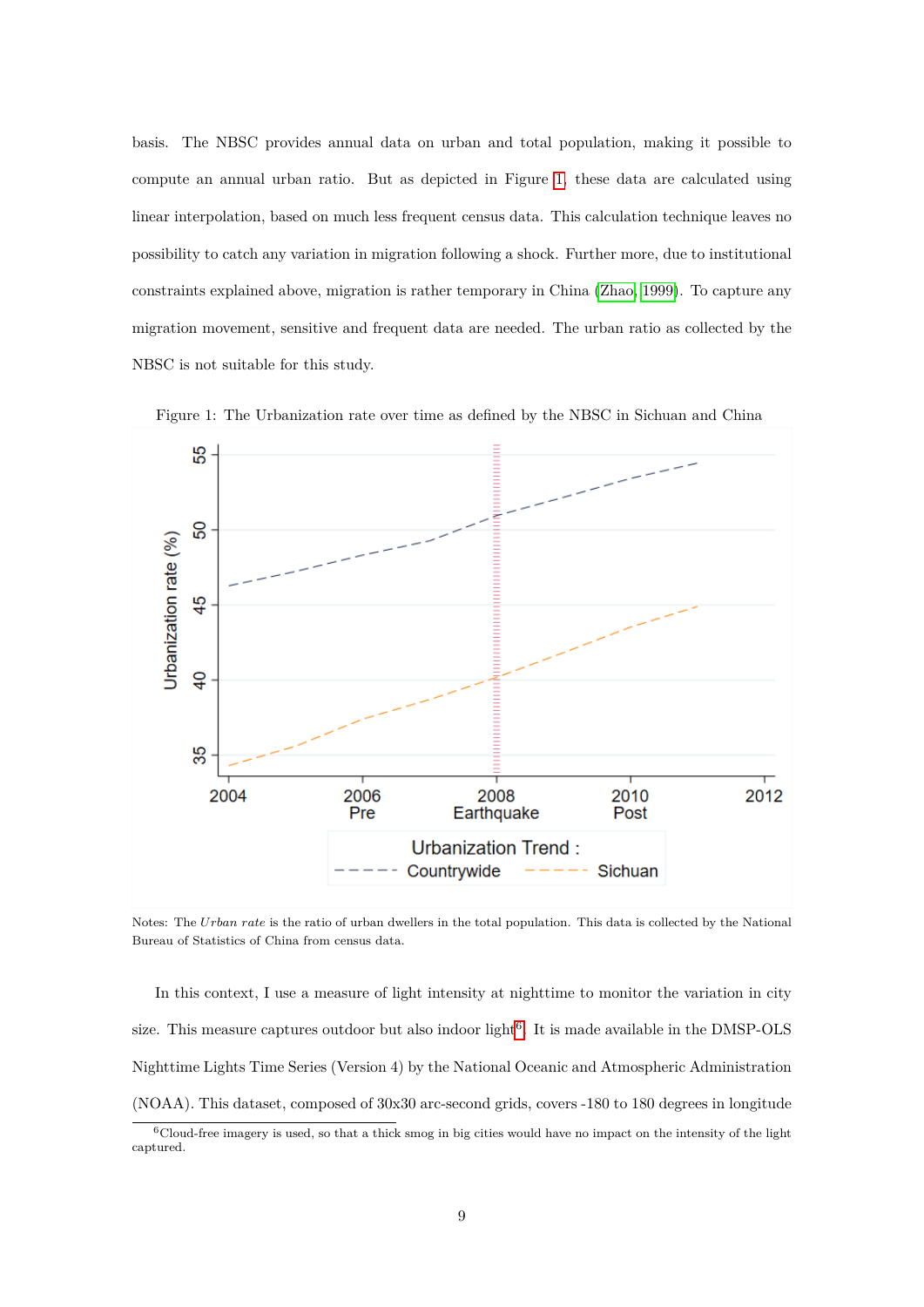basis. The NBSC provides annual data on urban and total population, making it possible to compute an annual urban ratio. But as depicted in Figure 1, these data are calculated using linear interpolation, based on much less frequent census data. This calculation technique leaves no possibility to catch any variation in migration following a shock. Further more, due to institutional constraints explained above, migration is rather temporary in China (Zhao, 1999). To capture any migration movement, sensitive and frequent data are needed. The urban ratio as collected by the NBSC is not suitable for this study.

Figure 1: The Urbanization rate over time as defined by the NBSC in Sichuan and China

Notes: The *Urban rate* is the ratio of urban dwellers in the total population. This data is collected by the National Bureau of Statistics of China from census data.

In this context, I use a measure of light intensity at nighttime to monitor the variation in city size. This measure captures outdoor but also indoor light[6]. It is made available in the DMSP-OLS Nighttime Lights Time Series (Version 4) by the National Oceanic and Atmospheric Administration (NOAA). This dataset, composed of 30x30 arc-second grids, covers -180 to 180 degrees in longitude

[6] Cloud-free imagery is used, so that a thick smog in big cities would have no impact on the intensity of the light captured.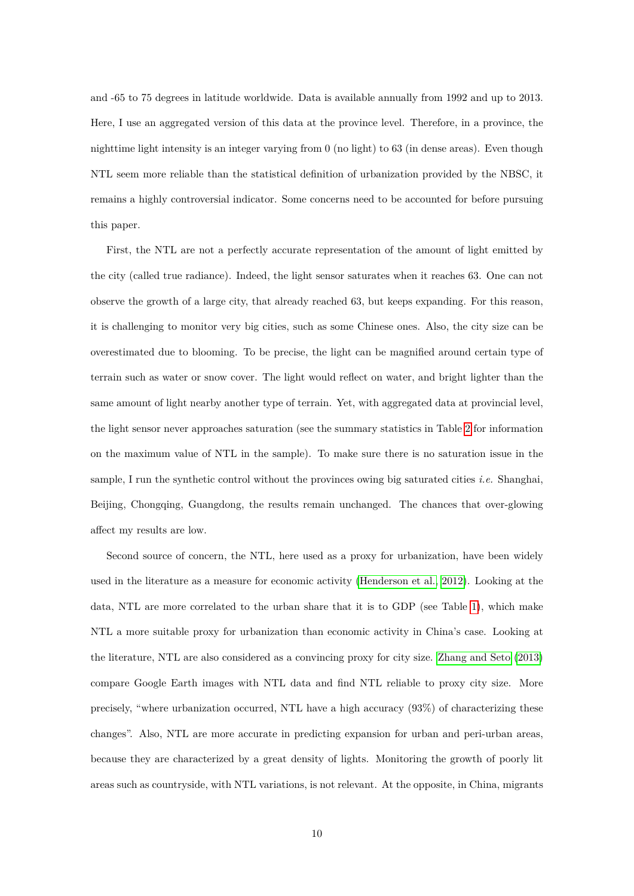and -65 to 75 degrees in latitude worldwide. Data is available annually from 1992 and up to 2013. Here, I use an aggregated version of this data at the province level. Therefore, in a province, the nighttime light intensity is an integer varying from 0 (no light) to 63 (in dense areas). Even though NTL seem more reliable than the statistical definition of urbanization provided by the NBSC, it remains a highly controversial indicator. Some concerns need to be accounted for before pursuing this paper.

First, the NTL are not a perfectly accurate representation of the amount of light emitted by the city (called true radiance). Indeed, the light sensor saturates when it reaches 63. One can not observe the growth of a large city, that already reached 63, but keeps expanding. For this reason, it is challenging to monitor very big cities, such as some Chinese ones. Also, the city size can be overestimated due to blooming. To be precise, the light can be magnified around certain type of terrain such as water or snow cover. The light would reflect on water, and bright lighter than the same amount of light nearby another type of terrain. Yet, with aggregated data at provincial level, the light sensor never approaches saturation (see the summary statistics in Table 2 for information on the maximum value of NTL in the sample). To make sure there is no saturation issue in the sample, I run the synthetic control without the provinces owing big saturated cities *i.e.* Shanghai, Beijing, Chongqing, Guangdong, the results remain unchanged. The chances that over-glowing affect my results are low.

Second source of concern, the NTL, here used as a proxy for urbanization, have been widely used in the literature as a measure for economic activity (Henderson et al., 2012). Looking at the data, NTL are more correlated to the urban share that it is to GDP (see Table 1), which make NTL a more suitable proxy for urbanization than economic activity in China's case. Looking at the literature, NTL are also considered as a convincing proxy for city size. Zhang and Seto (2013) compare Google Earth images with NTL data and find NTL reliable to proxy city size. More precisely, "where urbanization occurred, NTL have a high accuracy (93%) of characterizing these changes". Also, NTL are more accurate in predicting expansion for urban and peri-urban areas, because they are characterized by a great density of lights. Monitoring the growth of poorly lit areas such as countryside, with NTL variations, is not relevant. At the opposite, in China, migrants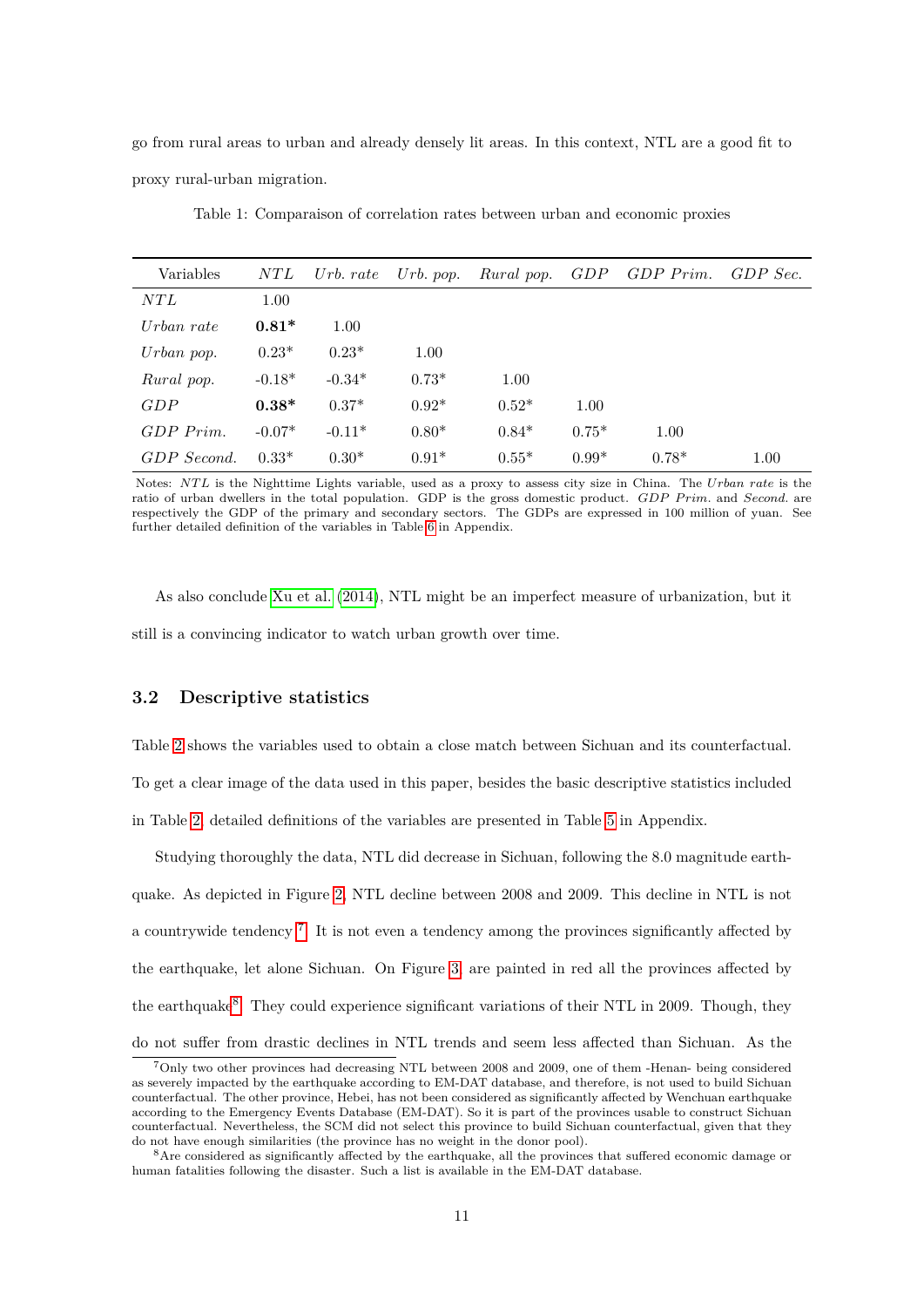go from rural areas to urban and already densely lit areas. In this context, NTL are a good fit to proxy rural-urban migration.

Table 1: Comparaison of correlation rates between urban and economic proxies

| Variables | *NTL* | *Urb. rate* | *Urb. pop.* | *Rural pop.* | *GDP* | *GDP Prim.* | *GDP Sec.* |
|---|---|---|---|---|---|---|---|
| *NTL* | 1.00 | | | | | | |
| *Urban rate* | **0.81*** | 1.00 | | | | | |
| *Urban pop.* | 0.23* | 0.23* | 1.00 | | | | |
| *Rural pop.* | -0.18* | -0.34* | 0.73* | 1.00 | | | |
| *GDP* | **0.38*** | 0.37* | 0.92* | 0.52* | 1.00 | | |
| *GDP Prim.* | -0.07* | -0.11* | 0.80* | 0.84* | 0.75* | 1.00 | |
| *GDP Second.* | 0.33* | 0.30* | 0.91* | 0.55* | 0.99* | 0.78* | 1.00 |

Notes: *NTL* is the Nighttime Lights variable, used as a proxy to assess city size in China. The *Urban rate* is the ratio of urban dwellers in the total population. GDP is the gross domestic product. *GDP Prim.* and *Second.* are respectively the GDP of the primary and secondary sectors. The GDPs are expressed in 100 million of yuan. See further detailed definition of the variables in Table 6 in Appendix.

As also conclude Xu et al. (2014), NTL might be an imperfect measure of urbanization, but it still is a convincing indicator to watch urban growth over time.

### 3.2 Descriptive statistics

Table 2 shows the variables used to obtain a close match between Sichuan and its counterfactual. To get a clear image of the data used in this paper, besides the basic descriptive statistics included in Table 2, detailed definitions of the variables are presented in Table 5 in Appendix.

Studying thoroughly the data, NTL did decrease in Sichuan, following the 8.0 magnitude earthquake. As depicted in Figure 2, NTL decline between 2008 and 2009. This decline in NTL is not a countrywide tendency [7]. It is not even a tendency among the provinces significantly affected by the earthquake, let alone Sichuan. On Figure 3, are painted in red all the provinces affected by the earthquake[8]. They could experience significant variations of their NTL in 2009. Though, they do not suffer from drastic declines in NTL trends and seem less affected than Sichuan. As the

[7] Only two other provinces had decreasing NTL between 2008 and 2009, one of them -Henan- being considered as severely impacted by the earthquake according to EM-DAT database, and therefore, is not used to build Sichuan counterfactual. The other province, Hebei, has not been considered as significantly affected by Wenchuan earthquake according to the Emergency Events Database (EM-DAT). So it is part of the provinces usable to construct Sichuan counterfactual. Nevertheless, the SCM did not select this province to build Sichuan counterfactual, given that they do not have enough similarities (the province has no weight in the donor pool).

[8] Are considered as significantly affected by the earthquake, all the provinces that suffered economic damage or human fatalities following the disaster. Such a list is available in the EM-DAT database.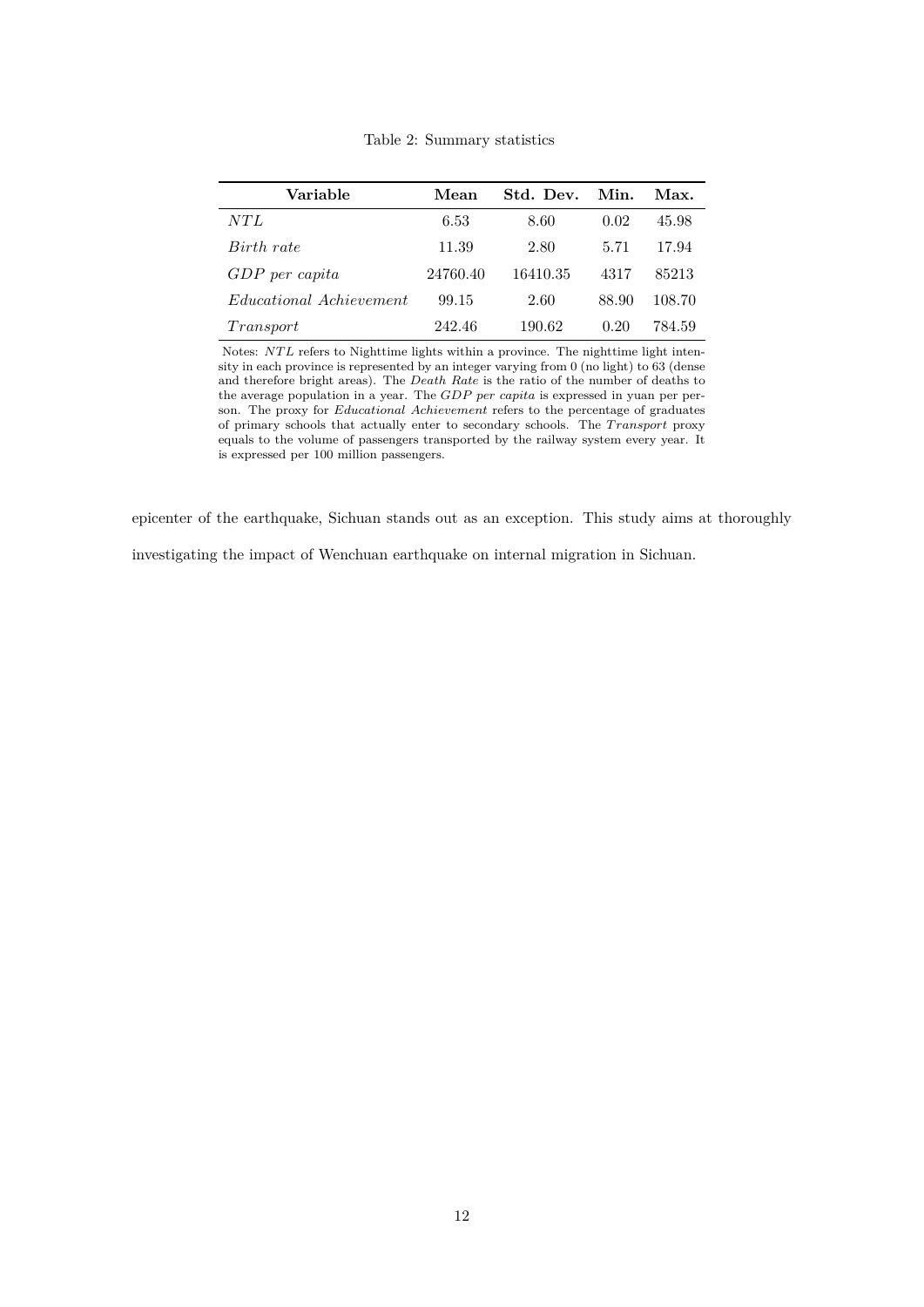Table 2: Summary statistics

| Variable | Mean | Std. Dev. | Min. | Max. |
|---|---|---|---|---|
| $NTL$ | 6.53 | 8.60 | 0.02 | 45.98 |
| *Birth rate* | 11.39 | 2.80 | 5.71 | 17.94 |
| *GDP per capita* | 24760.40 | 16410.35 | 4317 | 85213 |
| *Educational Achievement* | 99.15 | 2.60 | 88.90 | 108.70 |
| $Transport$ | 242.46 | 190.62 | 0.20 | 784.59 |

Notes: $NTL$ refers to Nighttime lights within a province. The nighttime light intensity in each province is represented by an integer varying from 0 (no light) to 63 (dense and therefore bright areas). The *Death Rate* is the ratio of the number of deaths to the average population in a year. The *GDP per capita* is expressed in yuan per person. The proxy for *Educational Achievement* refers to the percentage of graduates of primary schools that actually enter to secondary schools. The $Transport$ proxy equals to the volume of passengers transported by the railway system every year. It is expressed per 100 million passengers.

epicenter of the earthquake, Sichuan stands out as an exception. This study aims at thoroughly investigating the impact of Wenchuan earthquake on internal migration in Sichuan.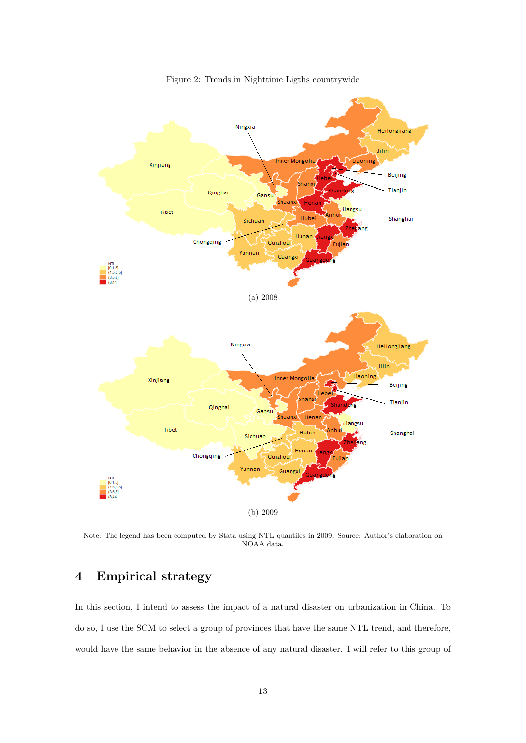Figure 2: Trends in Nighttime Ligths countrywide

(a) 2008

(b) 2009

Note: The legend has been computed by Stata using NTL quantiles in 2009. Source: Author's elaboration on NOAA data.

## 4 Empirical strategy

In this section, I intend to assess the impact of a natural disaster on urbanization in China. To do so, I use the SCM to select a group of provinces that have the same NTL trend, and therefore, would have the same behavior in the absence of any natural disaster. I will refer to this group of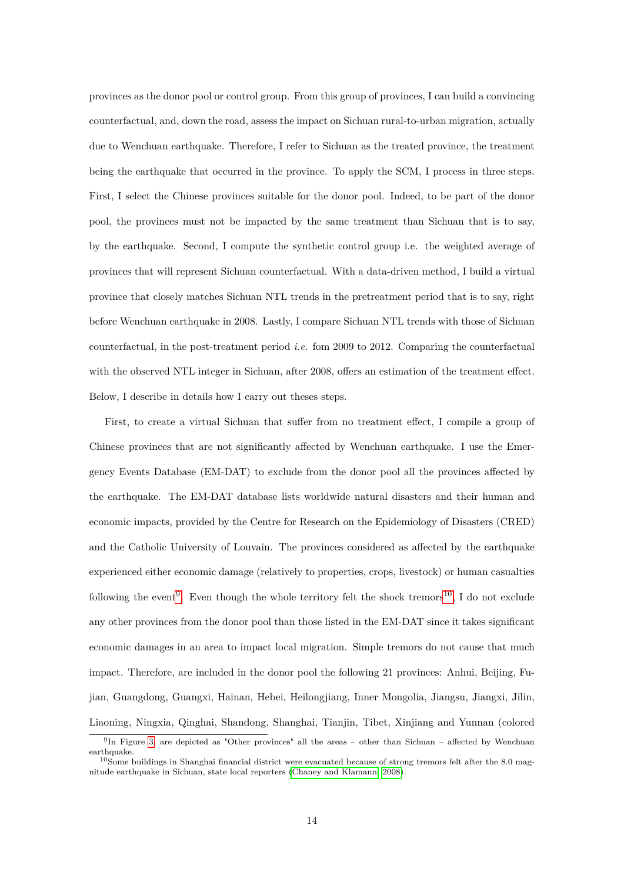provinces as the donor pool or control group. From this group of provinces, I can build a convincing counterfactual, and, down the road, assess the impact on Sichuan rural-to-urban migration, actually due to Wenchuan earthquake. Therefore, I refer to Sichuan as the treated province, the treatment being the earthquake that occurred in the province. To apply the SCM, I process in three steps. First, I select the Chinese provinces suitable for the donor pool. Indeed, to be part of the donor pool, the provinces must not be impacted by the same treatment than Sichuan that is to say, by the earthquake. Second, I compute the synthetic control group i.e. the weighted average of provinces that will represent Sichuan counterfactual. With a data-driven method, I build a virtual province that closely matches Sichuan NTL trends in the pretreatment period that is to say, right before Wenchuan earthquake in 2008. Lastly, I compare Sichuan NTL trends with those of Sichuan counterfactual, in the post-treatment period *i.e.* fom 2009 to 2012. Comparing the counterfactual with the observed NTL integer in Sichuan, after 2008, offers an estimation of the treatment effect. Below, I describe in details how I carry out theses steps.

First, to create a virtual Sichuan that suffer from no treatment effect, I compile a group of Chinese provinces that are not significantly affected by Wenchuan earthquake. I use the Emergency Events Database (EM-DAT) to exclude from the donor pool all the provinces affected by the earthquake. The EM-DAT database lists worldwide natural disasters and their human and economic impacts, provided by the Centre for Research on the Epidemiology of Disasters (CRED) and the Catholic University of Louvain. The provinces considered as affected by the earthquake experienced either economic damage (relatively to properties, crops, livestock) or human casualties following the event[9]. Even though the whole territory felt the shock tremors[10], I do not exclude any other provinces from the donor pool than those listed in the EM-DAT since it takes significant economic damages in an area to impact local migration. Simple tremors do not cause that much impact. Therefore, are included in the donor pool the following 21 provinces: Anhui, Beijing, Fujian, Guangdong, Guangxi, Hainan, Hebei, Heilongjiang, Inner Mongolia, Jiangsu, Jiangxi, Jilin, Liaoning, Ningxia, Qinghai, Shandong, Shanghai, Tianjin, Tibet, Xinjiang and Yunnan (colored

[9] In Figure 3, are depicted as "Other provinces" all the areas – other than Sichuan – affected by Wenchuan earthquake.

[10] Some buildings in Shanghai financial district were evacuated because of strong tremors felt after the 8.0 magnitude earthquake in Sichuan, state local reporters (Chaney and Klamann, 2008).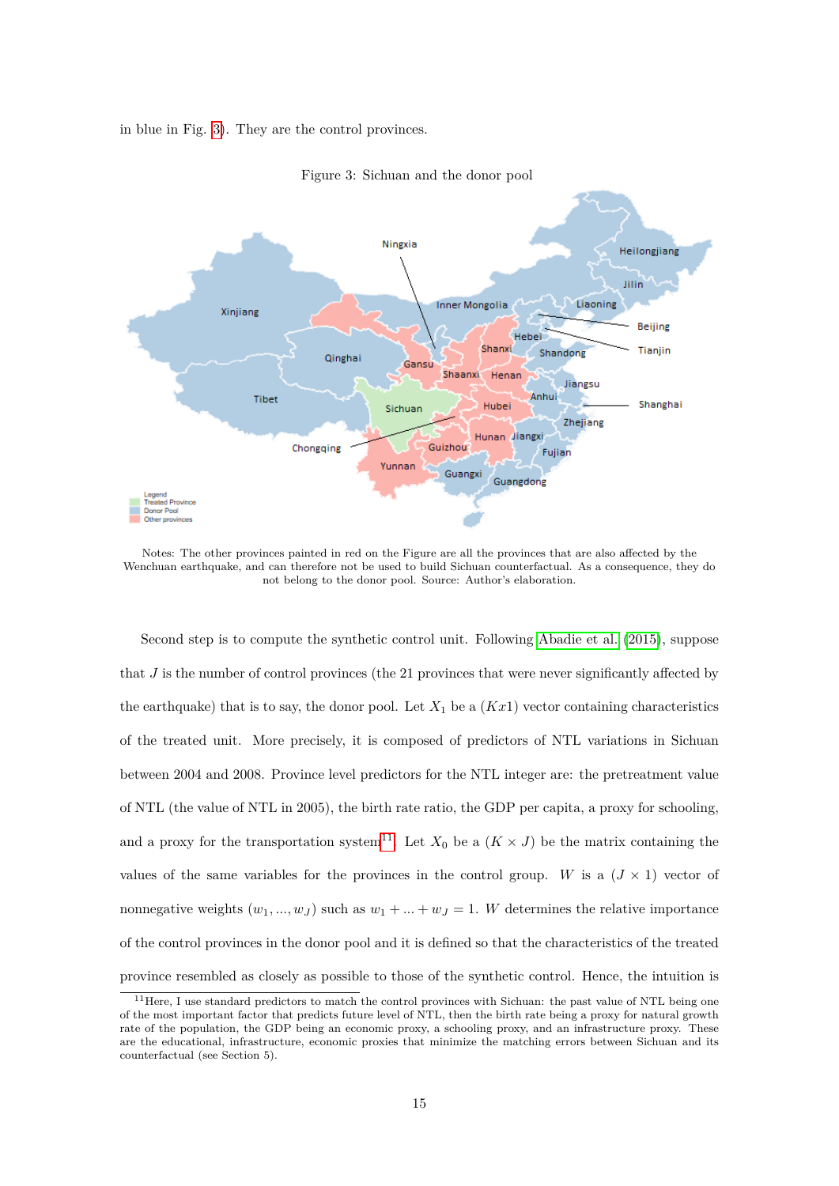in blue in Fig. 3). They are the control provinces.

Figure 3: Sichuan and the donor pool

Notes: The other provinces painted in red on the Figure are all the provinces that are also affected by the Wenchuan earthquake, and can therefore not be used to build Sichuan counterfactual. As a consequence, they do not belong to the donor pool. Source: Author's elaboration.

Second step is to compute the synthetic control unit. Following Abadie et al. (2015), suppose that $J$ is the number of control provinces (the 21 provinces that were never significantly affected by the earthquake) that is to say, the donor pool. Let $X_1$ be a $(Kx1)$ vector containing characteristics of the treated unit. More precisely, it is composed of predictors of NTL variations in Sichuan between 2004 and 2008. Province level predictors for the NTL integer are: the pretreatment value of NTL (the value of NTL in 2005), the birth rate ratio, the GDP per capita, a proxy for schooling, and a proxy for the transportation system[11]. Let $X_0$ be a $(K \times J)$ be the matrix containing the values of the same variables for the provinces in the control group. $W$ is a $(J \times 1)$ vector of nonnegative weights $(w_1, ..., w_J)$ such as $w_1 + ... + w_J = 1$. $W$ determines the relative importance of the control provinces in the donor pool and it is defined so that the characteristics of the treated province resembled as closely as possible to those of the synthetic control. Hence, the intuition is

[11] Here, I use standard predictors to match the control provinces with Sichuan: the past value of NTL being one of the most important factor that predicts future level of NTL, then the birth rate being a proxy for natural growth rate of the population, the GDP being an economic proxy, a schooling proxy, and an infrastructure proxy. These are the educational, infrastructure, economic proxies that minimize the matching errors between Sichuan and its counterfactual (see Section 5).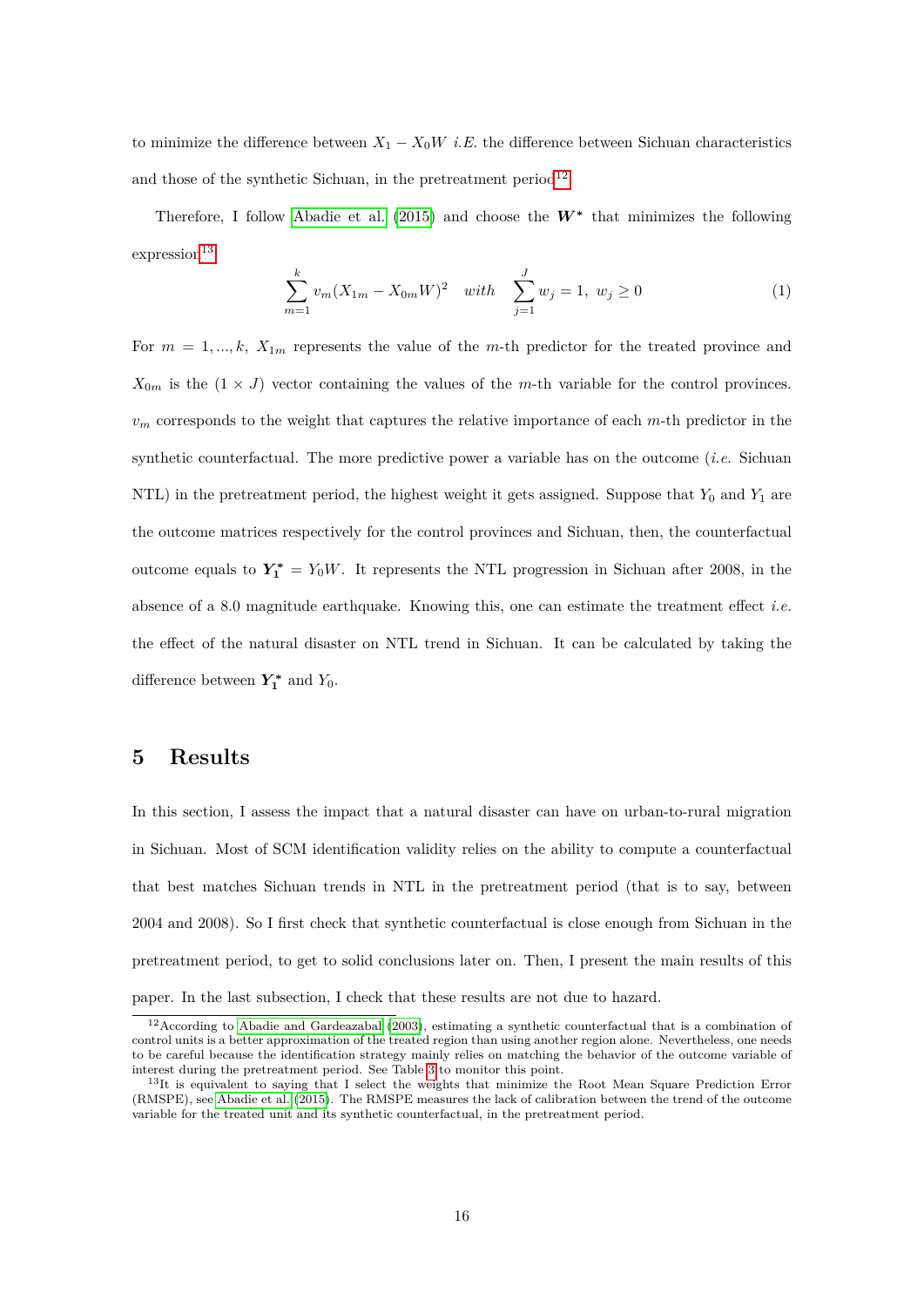to minimize the difference between $X_1 - X_0W$ *i.E.* the difference between Sichuan characteristics and those of the synthetic Sichuan, in the pretreatment period[12].

Therefore, I follow Abadie et al. (2015) and choose the $\boldsymbol{W^*}$ that minimizes the following expression[13]:

$$\sum_{m=1}^{k} v_m (X_{1m} - X_{0m}W)^2 \quad with \quad \sum_{j=1}^{J} w_j = 1,\ w_j \geq 0 \tag{1}$$

For $m = 1, ..., k$, $X_{1m}$ represents the value of the $m$-th predictor for the treated province and $X_{0m}$ is the $(1 \times J)$ vector containing the values of the $m$-th variable for the control provinces. $v_m$ corresponds to the weight that captures the relative importance of each $m$-th predictor in the synthetic counterfactual. The more predictive power a variable has on the outcome (*i.e.* Sichuan NTL) in the pretreatment period, the highest weight it gets assigned. Suppose that $Y_0$ and $Y_1$ are the outcome matrices respectively for the control provinces and Sichuan, then, the counterfactual outcome equals to $\boldsymbol{Y_1^*} = Y_0W$. It represents the NTL progression in Sichuan after 2008, in the absence of a 8.0 magnitude earthquake. Knowing this, one can estimate the treatment effect *i.e.* the effect of the natural disaster on NTL trend in Sichuan. It can be calculated by taking the difference between $\boldsymbol{Y_1^*}$ and $Y_0$.

## 5 Results

In this section, I assess the impact that a natural disaster can have on urban-to-rural migration in Sichuan. Most of SCM identification validity relies on the ability to compute a counterfactual that best matches Sichuan trends in NTL in the pretreatment period (that is to say, between 2004 and 2008). So I first check that synthetic counterfactual is close enough from Sichuan in the pretreatment period, to get to solid conclusions later on. Then, I present the main results of this paper. In the last subsection, I check that these results are not due to hazard.

[12] According to Abadie and Gardeazabal (2003), estimating a synthetic counterfactual that is a combination of control units is a better approximation of the treated region than using another region alone. Nevertheless, one needs to be careful because the identification strategy mainly relies on matching the behavior of the outcome variable of interest during the pretreatment period. See Table 3 to monitor this point.

[13] It is equivalent to saying that I select the weights that minimize the Root Mean Square Prediction Error (RMSPE), see Abadie et al. (2015). The RMSPE measures the lack of calibration between the trend of the outcome variable for the treated unit and its synthetic counterfactual, in the pretreatment period.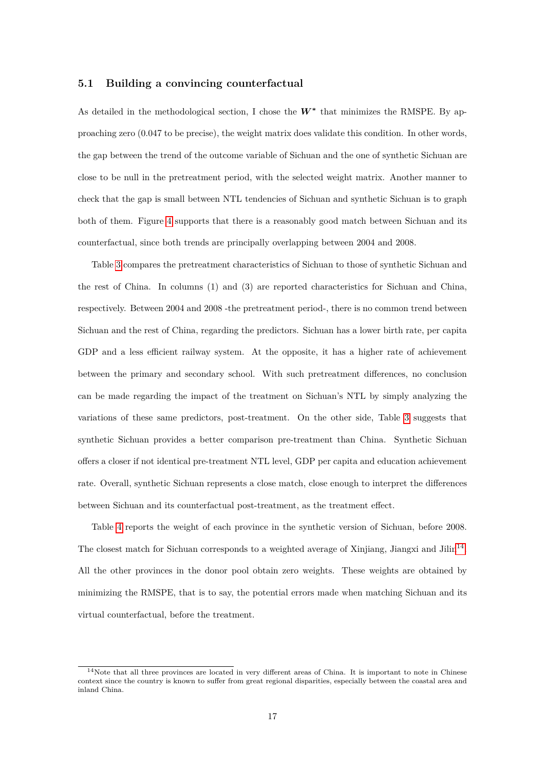### 5.1 Building a convincing counterfactual

As detailed in the methodological section, I chose the $\boldsymbol{W^*}$ that minimizes the RMSPE. By approaching zero (0.047 to be precise), the weight matrix does validate this condition. In other words, the gap between the trend of the outcome variable of Sichuan and the one of synthetic Sichuan are close to be null in the pretreatment period, with the selected weight matrix. Another manner to check that the gap is small between NTL tendencies of Sichuan and synthetic Sichuan is to graph both of them. Figure 4 supports that there is a reasonably good match between Sichuan and its counterfactual, since both trends are principally overlapping between 2004 and 2008.

Table 3 compares the pretreatment characteristics of Sichuan to those of synthetic Sichuan and the rest of China. In columns (1) and (3) are reported characteristics for Sichuan and China, respectively. Between 2004 and 2008 -the pretreatment period-, there is no common trend between Sichuan and the rest of China, regarding the predictors. Sichuan has a lower birth rate, per capita GDP and a less efficient railway system. At the opposite, it has a higher rate of achievement between the primary and secondary school. With such pretreatment differences, no conclusion can be made regarding the impact of the treatment on Sichuan's NTL by simply analyzing the variations of these same predictors, post-treatment. On the other side, Table 3 suggests that synthetic Sichuan provides a better comparison pre-treatment than China. Synthetic Sichuan offers a closer if not identical pre-treatment NTL level, GDP per capita and education achievement rate. Overall, synthetic Sichuan represents a close match, close enough to interpret the differences between Sichuan and its counterfactual post-treatment, as the treatment effect.

Table 4 reports the weight of each province in the synthetic version of Sichuan, before 2008. The closest match for Sichuan corresponds to a weighted average of Xinjiang, Jiangxi and Jilin[14]. All the other provinces in the donor pool obtain zero weights. These weights are obtained by minimizing the RMSPE, that is to say, the potential errors made when matching Sichuan and its virtual counterfactual, before the treatment.

[14] Note that all three provinces are located in very different areas of China. It is important to note in Chinese context since the country is known to suffer from great regional disparities, especially between the coastal area and inland China.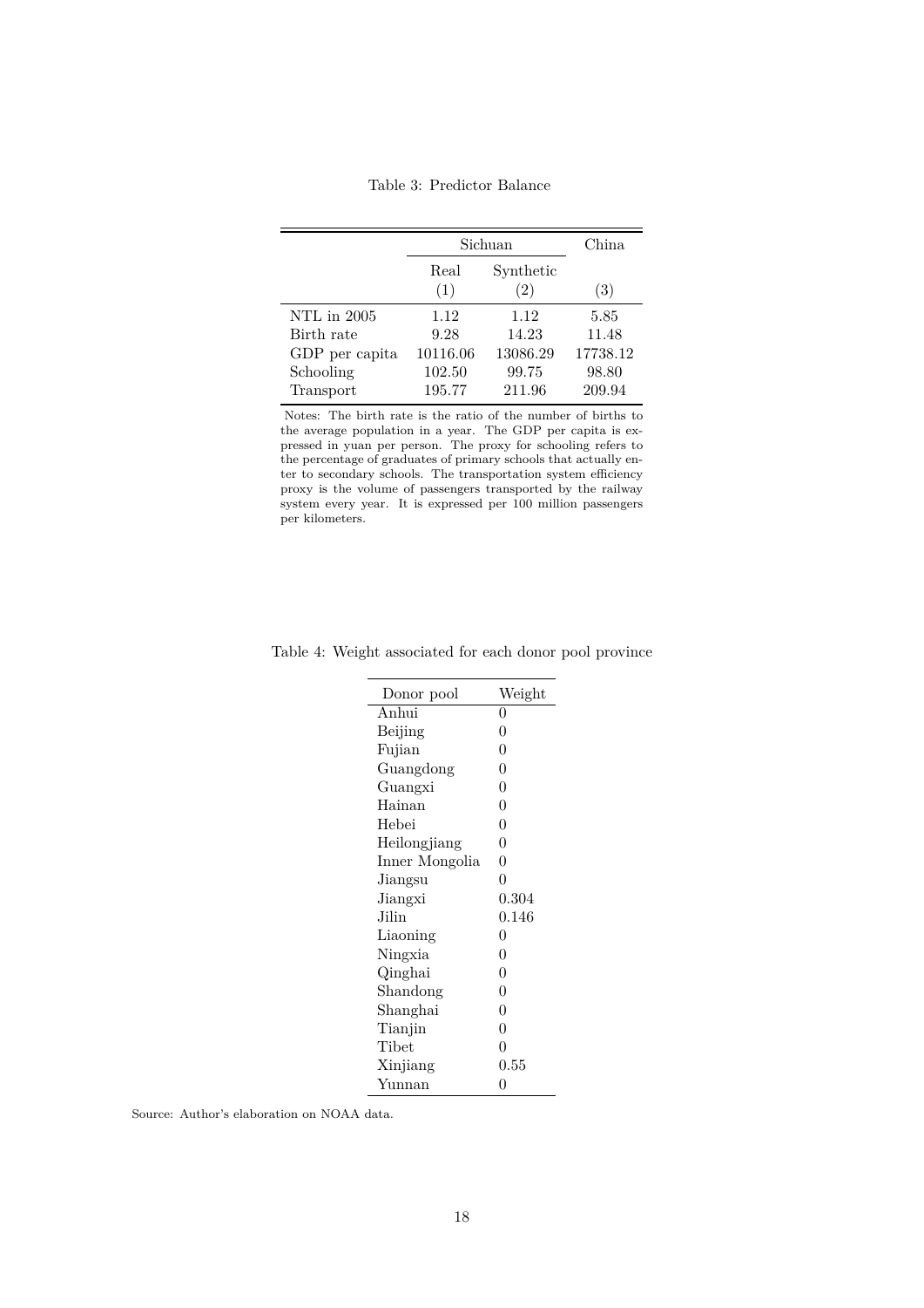Table 3: Predictor Balance

| | Sichuan | | China |
|---|---|---|---|
| | Real | Synthetic | |
| | (1) | (2) | (3) |
| NTL in 2005 | 1.12 | 1.12 | 5.85 |
| Birth rate | 9.28 | 14.23 | 11.48 |
| GDP per capita | 10116.06 | 13086.29 | 17738.12 |
| Schooling | 102.50 | 99.75 | 98.80 |
| Transport | 195.77 | 211.96 | 209.94 |

Notes: The birth rate is the ratio of the number of births to the average population in a year. The GDP per capita is expressed in yuan per person. The proxy for schooling refers to the percentage of graduates of primary schools that actually enter to secondary schools. The transportation system efficiency proxy is the volume of passengers transported by the railway system every year. It is expressed per 100 million passengers per kilometers.

Table 4: Weight associated for each donor pool province

| Donor pool | Weight |
|---|---|
| Anhui | 0 |
| Beijing | 0 |
| Fujian | 0 |
| Guangdong | 0 |
| Guangxi | 0 |
| Hainan | 0 |
| Hebei | 0 |
| Heilongjiang | 0 |
| Inner Mongolia | 0 |
| Jiangsu | 0 |
| Jiangxi | 0.304 |
| Jilin | 0.146 |
| Liaoning | 0 |
| Ningxia | 0 |
| Qinghai | 0 |
| Shandong | 0 |
| Shanghai | 0 |
| Tianjin | 0 |
| Tibet | 0 |
| Xinjiang | 0.55 |
| Yunnan | 0 |

Source: Author's elaboration on NOAA data.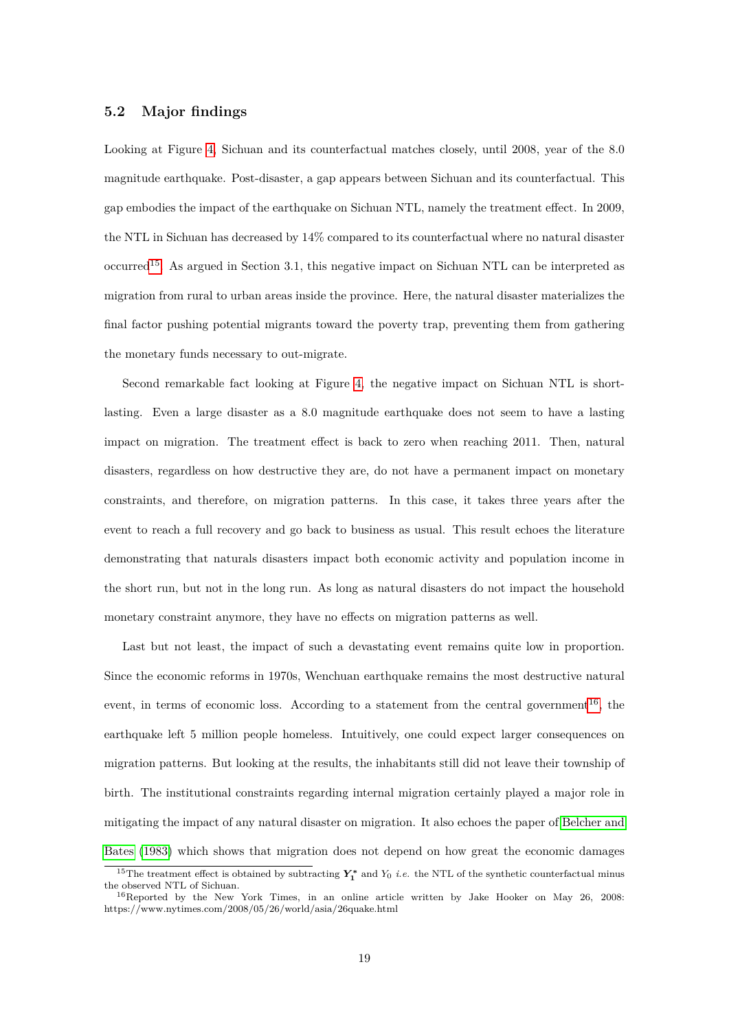### 5.2 Major findings

Looking at Figure 4, Sichuan and its counterfactual matches closely, until 2008, year of the 8.0 magnitude earthquake. Post-disaster, a gap appears between Sichuan and its counterfactual. This gap embodies the impact of the earthquake on Sichuan NTL, namely the treatment effect. In 2009, the NTL in Sichuan has decreased by 14% compared to its counterfactual where no natural disaster occurred[15]. As argued in Section 3.1, this negative impact on Sichuan NTL can be interpreted as migration from rural to urban areas inside the province. Here, the natural disaster materializes the final factor pushing potential migrants toward the poverty trap, preventing them from gathering the monetary funds necessary to out-migrate.

Second remarkable fact looking at Figure 4, the negative impact on Sichuan NTL is short-lasting. Even a large disaster as a 8.0 magnitude earthquake does not seem to have a lasting impact on migration. The treatment effect is back to zero when reaching 2011. Then, natural disasters, regardless on how destructive they are, do not have a permanent impact on monetary constraints, and therefore, on migration patterns. In this case, it takes three years after the event to reach a full recovery and go back to business as usual. This result echoes the literature demonstrating that naturals disasters impact both economic activity and population income in the short run, but not in the long run. As long as natural disasters do not impact the household monetary constraint anymore, they have no effects on migration patterns as well.

Last but not least, the impact of such a devastating event remains quite low in proportion. Since the economic reforms in 1970s, Wenchuan earthquake remains the most destructive natural event, in terms of economic loss. According to a statement from the central government[16], the earthquake left 5 million people homeless. Intuitively, one could expect larger consequences on migration patterns. But looking at the results, the inhabitants still did not leave their township of birth. The institutional constraints regarding internal migration certainly played a major role in mitigating the impact of any natural disaster on migration. It also echoes the paper of Belcher and Bates (1983) which shows that migration does not depend on how great the economic damages

[15] The treatment effect is obtained by subtracting $\boldsymbol{Y}_{\boldsymbol{1}}^{*}$ and $Y_0$ *i.e.* the NTL of the synthetic counterfactual minus the observed NTL of Sichuan.

[16] Reported by the New York Times, in an online article written by Jake Hooker on May 26, 2008: https://www.nytimes.com/2008/05/26/world/asia/26quake.html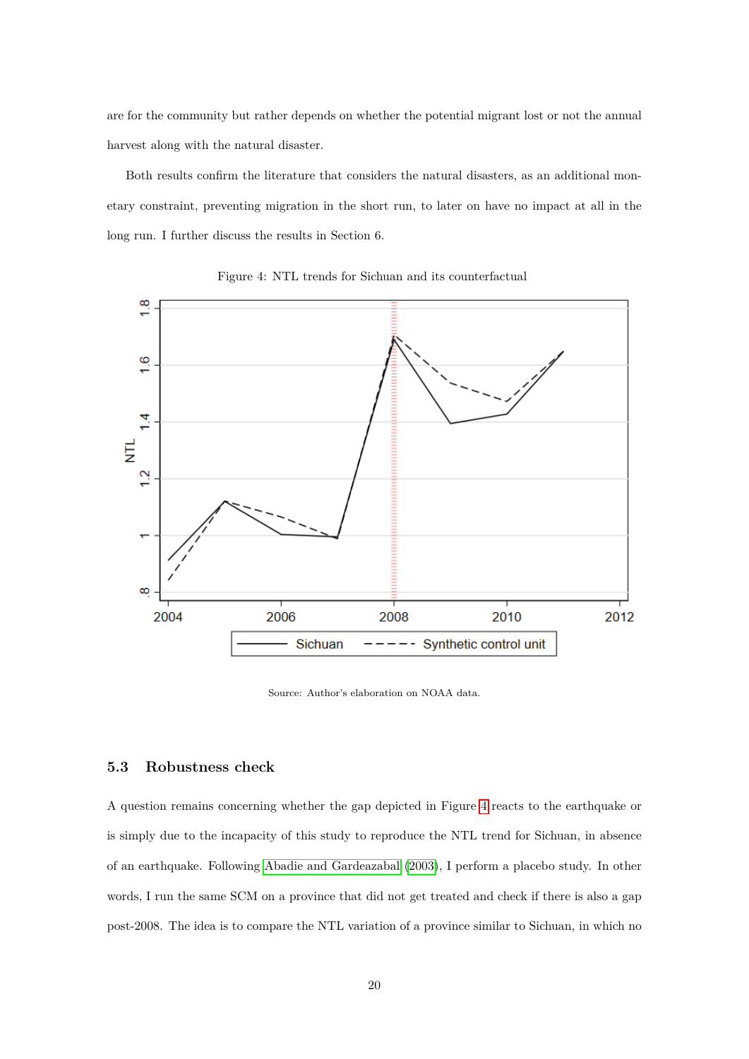are for the community but rather depends on whether the potential migrant lost or not the annual harvest along with the natural disaster.

Both results confirm the literature that considers the natural disasters, as an additional monetary constraint, preventing migration in the short run, to later on have no impact at all in the long run. I further discuss the results in Section 6.

Figure 4: NTL trends for Sichuan and its counterfactual

Source: Author's elaboration on NOAA data.

### 5.3 Robustness check

A question remains concerning whether the gap depicted in Figure 4 reacts to the earthquake or is simply due to the incapacity of this study to reproduce the NTL trend for Sichuan, in absence of an earthquake. Following Abadie and Gardeazabal (2003), I perform a placebo study. In other words, I run the same SCM on a province that did not get treated and check if there is also a gap post-2008. The idea is to compare the NTL variation of a province similar to Sichuan, in which no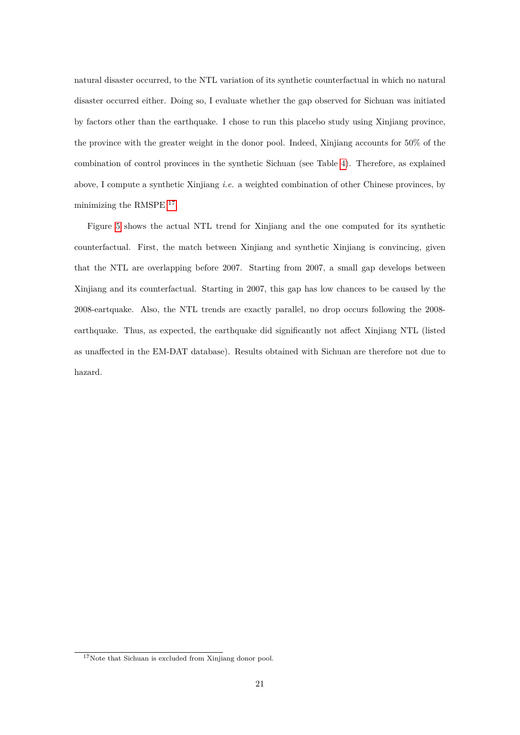natural disaster occurred, to the NTL variation of its synthetic counterfactual in which no natural disaster occurred either. Doing so, I evaluate whether the gap observed for Sichuan was initiated by factors other than the earthquake. I chose to run this placebo study using Xinjiang province, the province with the greater weight in the donor pool. Indeed, Xinjiang accounts for 50% of the combination of control provinces in the synthetic Sichuan (see Table 4). Therefore, as explained above, I compute a synthetic Xinjiang *i.e.* a weighted combination of other Chinese provinces, by minimizing the RMSPE.[17]

Figure 5 shows the actual NTL trend for Xinjiang and the one computed for its synthetic counterfactual. First, the match between Xinjiang and synthetic Xinjiang is convincing, given that the NTL are overlapping before 2007. Starting from 2007, a small gap develops between Xinjiang and its counterfactual. Starting in 2007, this gap has low chances to be caused by the 2008-eartquake. Also, the NTL trends are exactly parallel, no drop occurs following the 2008-earthquake. Thus, as expected, the earthquake did significantly not affect Xinjiang NTL (listed as unaffected in the EM-DAT database). Results obtained with Sichuan are therefore not due to hazard.

[17] Note that Sichuan is excluded from Xinjiang donor pool.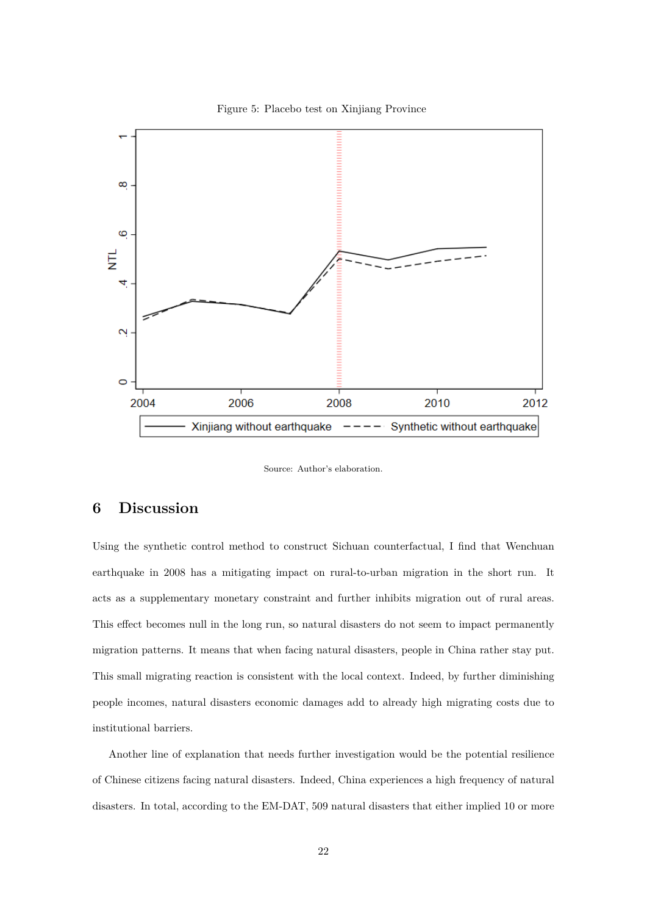Figure 5: Placebo test on Xinjiang Province

Source: Author's elaboration.

## 6 Discussion

Using the synthetic control method to construct Sichuan counterfactual, I find that Wenchuan earthquake in 2008 has a mitigating impact on rural-to-urban migration in the short run. It acts as a supplementary monetary constraint and further inhibits migration out of rural areas. This effect becomes null in the long run, so natural disasters do not seem to impact permanently migration patterns. It means that when facing natural disasters, people in China rather stay put. This small migrating reaction is consistent with the local context. Indeed, by further diminishing people incomes, natural disasters economic damages add to already high migrating costs due to institutional barriers.

Another line of explanation that needs further investigation would be the potential resilience of Chinese citizens facing natural disasters. Indeed, China experiences a high frequency of natural disasters. In total, according to the EM-DAT, 509 natural disasters that either implied 10 or more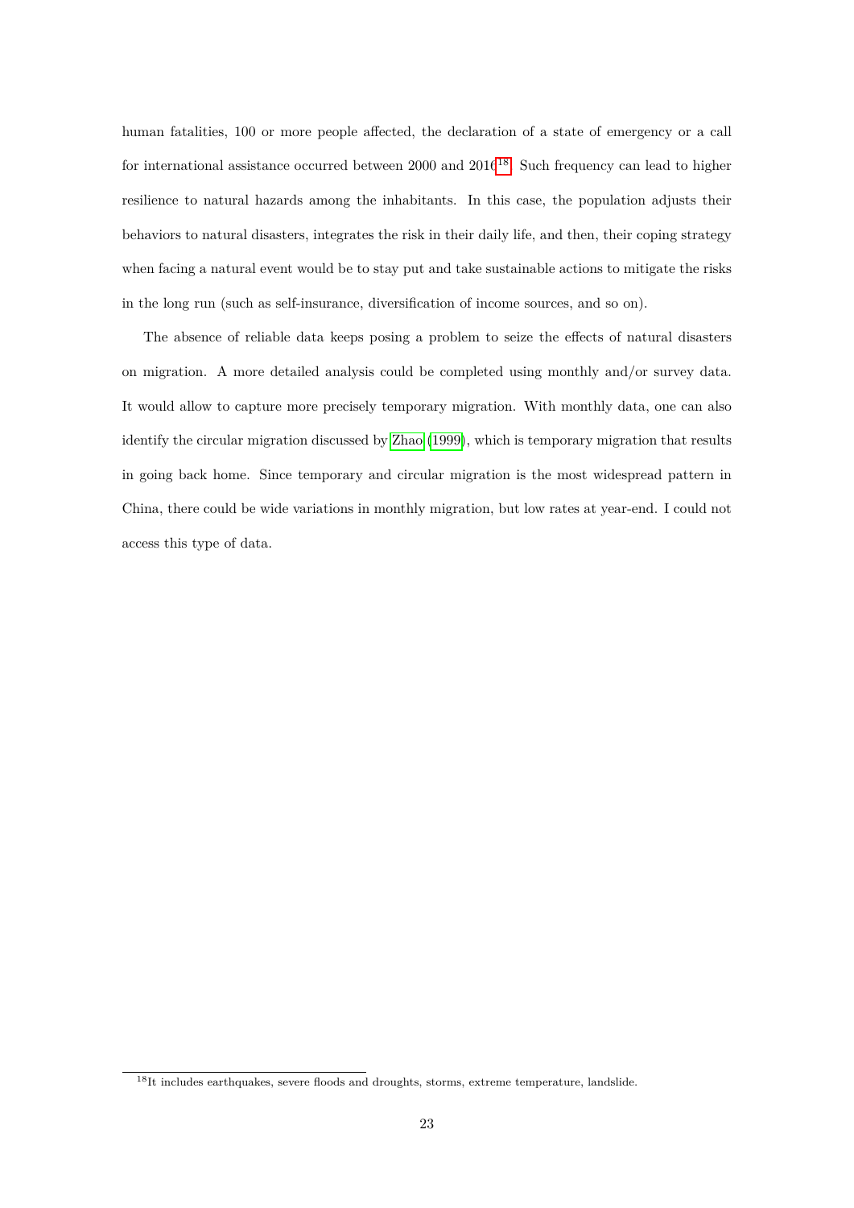human fatalities, 100 or more people affected, the declaration of a state of emergency or a call for international assistance occurred between 2000 and 2016[18]. Such frequency can lead to higher resilience to natural hazards among the inhabitants. In this case, the population adjusts their behaviors to natural disasters, integrates the risk in their daily life, and then, their coping strategy when facing a natural event would be to stay put and take sustainable actions to mitigate the risks in the long run (such as self-insurance, diversification of income sources, and so on).

The absence of reliable data keeps posing a problem to seize the effects of natural disasters on migration. A more detailed analysis could be completed using monthly and/or survey data. It would allow to capture more precisely temporary migration. With monthly data, one can also identify the circular migration discussed by Zhao (1999), which is temporary migration that results in going back home. Since temporary and circular migration is the most widespread pattern in China, there could be wide variations in monthly migration, but low rates at year-end. I could not access this type of data.

[18] It includes earthquakes, severe floods and droughts, storms, extreme temperature, landslide.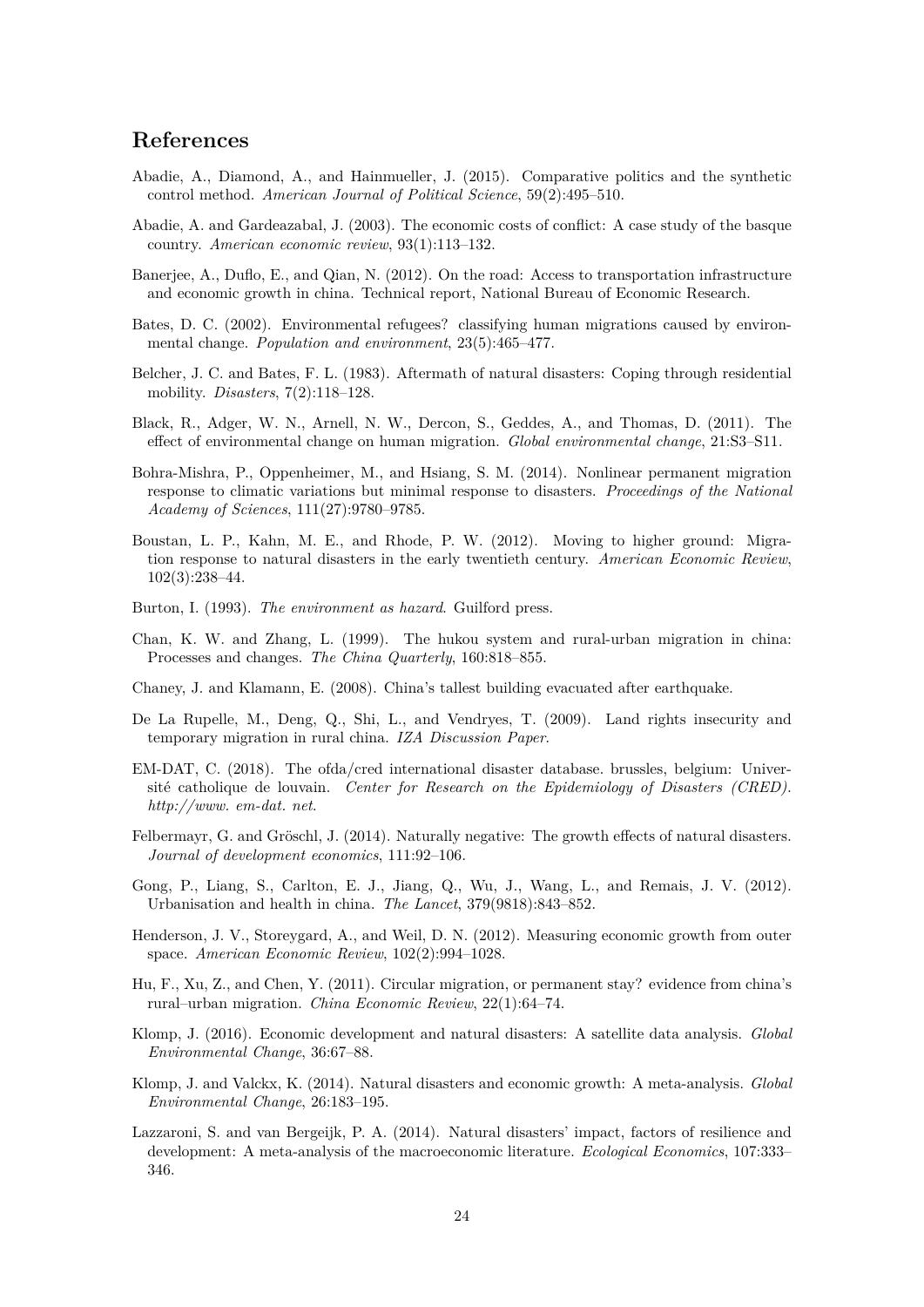## References

Abadie, A., Diamond, A., and Hainmueller, J. (2015). Comparative politics and the synthetic control method. *American Journal of Political Science*, 59(2):495–510.

Abadie, A. and Gardeazabal, J. (2003). The economic costs of conflict: A case study of the basque country. *American economic review*, 93(1):113–132.

Banerjee, A., Duflo, E., and Qian, N. (2012). On the road: Access to transportation infrastructure and economic growth in china. Technical report, National Bureau of Economic Research.

Bates, D. C. (2002). Environmental refugees? classifying human migrations caused by environmental change. *Population and environment*, 23(5):465–477.

Belcher, J. C. and Bates, F. L. (1983). Aftermath of natural disasters: Coping through residential mobility. *Disasters*, 7(2):118–128.

Black, R., Adger, W. N., Arnell, N. W., Dercon, S., Geddes, A., and Thomas, D. (2011). The effect of environmental change on human migration. *Global environmental change*, 21:S3–S11.

Bohra-Mishra, P., Oppenheimer, M., and Hsiang, S. M. (2014). Nonlinear permanent migration response to climatic variations but minimal response to disasters. *Proceedings of the National Academy of Sciences*, 111(27):9780–9785.

Boustan, L. P., Kahn, M. E., and Rhode, P. W. (2012). Moving to higher ground: Migration response to natural disasters in the early twentieth century. *American Economic Review*, 102(3):238–44.

Burton, I. (1993). *The environment as hazard*. Guilford press.

Chan, K. W. and Zhang, L. (1999). The hukou system and rural-urban migration in china: Processes and changes. *The China Quarterly*, 160:818–855.

Chaney, J. and Klamann, E. (2008). China's tallest building evacuated after earthquake.

De La Rupelle, M., Deng, Q., Shi, L., and Vendryes, T. (2009). Land rights insecurity and temporary migration in rural china. *IZA Discussion Paper*.

EM-DAT, C. (2018). The ofda/cred international disaster database. brussels, belgium: Université catholique de louvain. *Center for Research on the Epidemiology of Disasters (CRED). http://www. em-dat. net*.

Felbermayr, G. and Gröschl, J. (2014). Naturally negative: The growth effects of natural disasters. *Journal of development economics*, 111:92–106.

Gong, P., Liang, S., Carlton, E. J., Jiang, Q., Wu, J., Wang, L., and Remais, J. V. (2012). Urbanisation and health in china. *The Lancet*, 379(9818):843–852.

Henderson, J. V., Storeygard, A., and Weil, D. N. (2012). Measuring economic growth from outer space. *American Economic Review*, 102(2):994–1028.

Hu, F., Xu, Z., and Chen, Y. (2011). Circular migration, or permanent stay? evidence from china's rural–urban migration. *China Economic Review*, 22(1):64–74.

Klomp, J. (2016). Economic development and natural disasters: A satellite data analysis. *Global Environmental Change*, 36:67–88.

Klomp, J. and Valckx, K. (2014). Natural disasters and economic growth: A meta-analysis. *Global Environmental Change*, 26:183–195.

Lazzaroni, S. and van Bergeijk, P. A. (2014). Natural disasters' impact, factors of resilience and development: A meta-analysis of the macroeconomic literature. *Ecological Economics*, 107:333–346.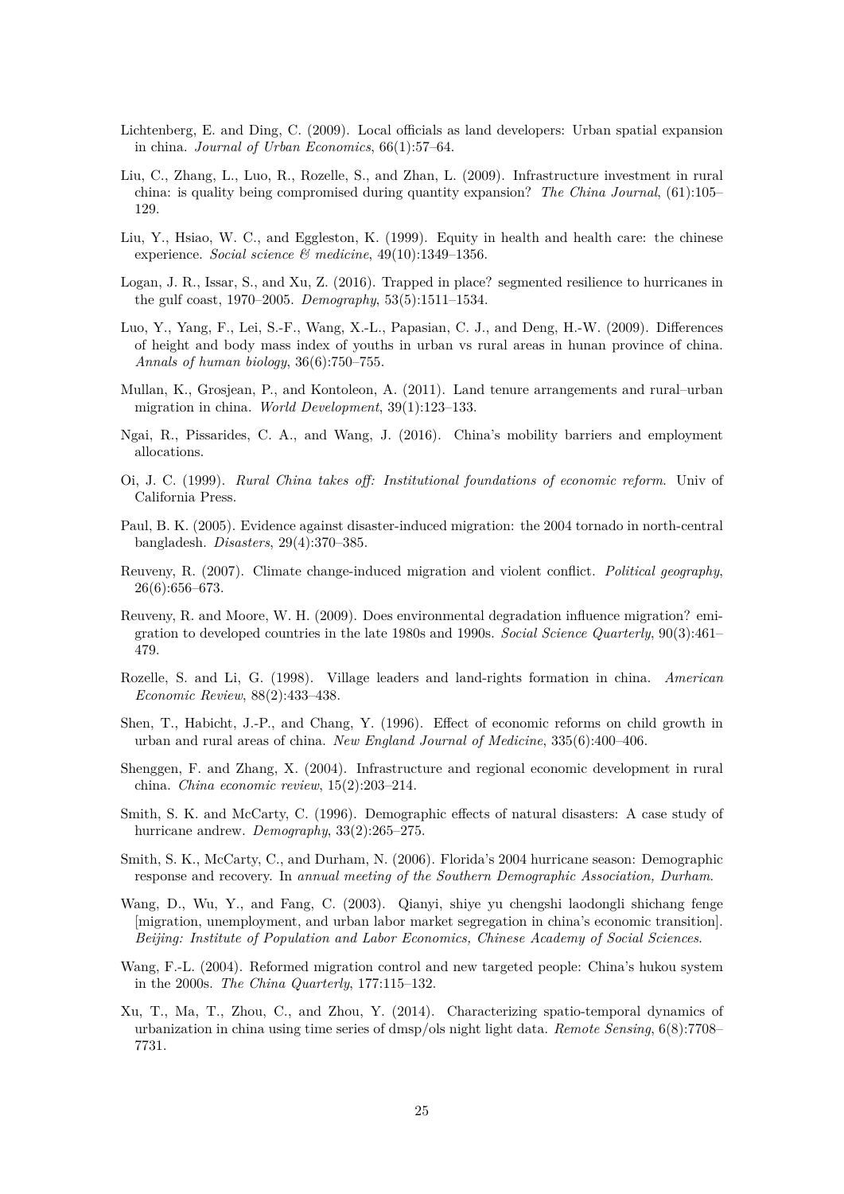Lichtenberg, E. and Ding, C. (2009). Local officials as land developers: Urban spatial expansion in china. *Journal of Urban Economics*, 66(1):57–64.

Liu, C., Zhang, L., Luo, R., Rozelle, S., and Zhan, L. (2009). Infrastructure investment in rural china: is quality being compromised during quantity expansion? *The China Journal*, (61):105–129.

Liu, Y., Hsiao, W. C., and Eggleston, K. (1999). Equity in health and health care: the chinese experience. *Social science & medicine*, 49(10):1349–1356.

Logan, J. R., Issar, S., and Xu, Z. (2016). Trapped in place? segmented resilience to hurricanes in the gulf coast, 1970–2005. *Demography*, 53(5):1511–1534.

Luo, Y., Yang, F., Lei, S.-F., Wang, X.-L., Papasian, C. J., and Deng, H.-W. (2009). Differences of height and body mass index of youths in urban vs rural areas in hunan province of china. *Annals of human biology*, 36(6):750–755.

Mullan, K., Grosjean, P., and Kontoleon, A. (2011). Land tenure arrangements and rural–urban migration in china. *World Development*, 39(1):123–133.

Ngai, R., Pissarides, C. A., and Wang, J. (2016). China's mobility barriers and employment allocations.

Oi, J. C. (1999). *Rural China takes off: Institutional foundations of economic reform*. Univ of California Press.

Paul, B. K. (2005). Evidence against disaster-induced migration: the 2004 tornado in north-central bangladesh. *Disasters*, 29(4):370–385.

Reuveny, R. (2007). Climate change-induced migration and violent conflict. *Political geography*, 26(6):656–673.

Reuveny, R. and Moore, W. H. (2009). Does environmental degradation influence migration? emigration to developed countries in the late 1980s and 1990s. *Social Science Quarterly*, 90(3):461–479.

Rozelle, S. and Li, G. (1998). Village leaders and land-rights formation in china. *American Economic Review*, 88(2):433–438.

Shen, T., Habicht, J.-P., and Chang, Y. (1996). Effect of economic reforms on child growth in urban and rural areas of china. *New England Journal of Medicine*, 335(6):400–406.

Shenggen, F. and Zhang, X. (2004). Infrastructure and regional economic development in rural china. *China economic review*, 15(2):203–214.

Smith, S. K. and McCarty, C. (1996). Demographic effects of natural disasters: A case study of hurricane andrew. *Demography*, 33(2):265–275.

Smith, S. K., McCarty, C., and Durham, N. (2006). Florida's 2004 hurricane season: Demographic response and recovery. In *annual meeting of the Southern Demographic Association, Durham*.

Wang, D., Wu, Y., and Fang, C. (2003). Qianyi, shiye yu chengshi laodongli shichang fenge [migration, unemployment, and urban labor market segregation in china's economic transition]. *Beijing: Institute of Population and Labor Economics, Chinese Academy of Social Sciences*.

Wang, F.-L. (2004). Reformed migration control and new targeted people: China's hukou system in the 2000s. *The China Quarterly*, 177:115–132.

Xu, T., Ma, T., Zhou, C., and Zhou, Y. (2014). Characterizing spatio-temporal dynamics of urbanization in china using time series of dmsp/ols night light data. *Remote Sensing*, 6(8):7708–7731.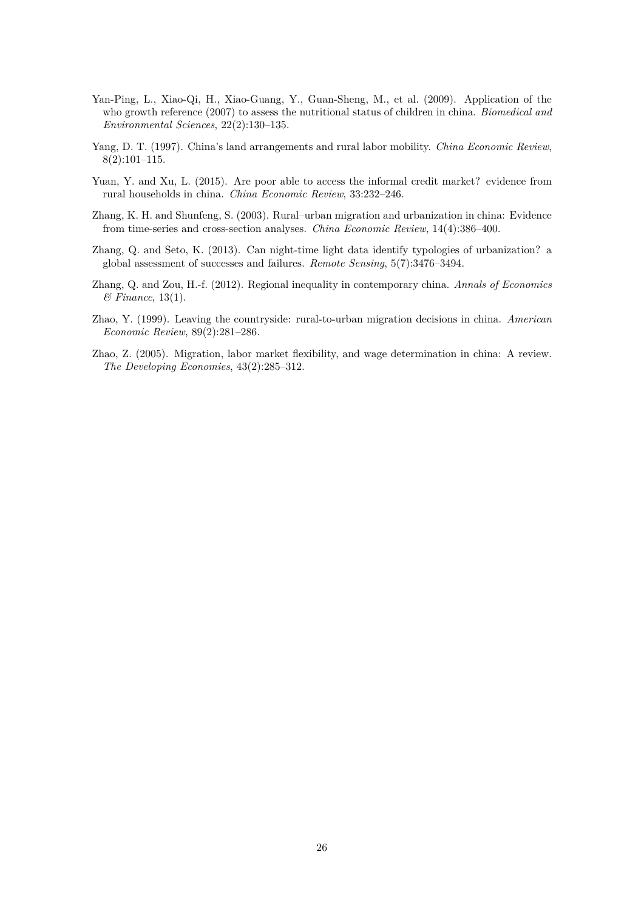Yan-Ping, L., Xiao-Qi, H., Xiao-Guang, Y., Guan-Sheng, M., et al. (2009). Application of the who growth reference (2007) to assess the nutritional status of children in china. *Biomedical and Environmental Sciences*, 22(2):130–135.

Yang, D. T. (1997). China's land arrangements and rural labor mobility. *China Economic Review*, 8(2):101–115.

Yuan, Y. and Xu, L. (2015). Are poor able to access the informal credit market? evidence from rural households in china. *China Economic Review*, 33:232–246.

Zhang, K. H. and Shunfeng, S. (2003). Rural–urban migration and urbanization in china: Evidence from time-series and cross-section analyses. *China Economic Review*, 14(4):386–400.

Zhang, Q. and Seto, K. (2013). Can night-time light data identify typologies of urbanization? a global assessment of successes and failures. *Remote Sensing*, 5(7):3476–3494.

Zhang, Q. and Zou, H.-f. (2012). Regional inequality in contemporary china. *Annals of Economics & Finance*, 13(1).

Zhao, Y. (1999). Leaving the countryside: rural-to-urban migration decisions in china. *American Economic Review*, 89(2):281–286.

Zhao, Z. (2005). Migration, labor market flexibility, and wage determination in china: A review. *The Developing Economies*, 43(2):285–312.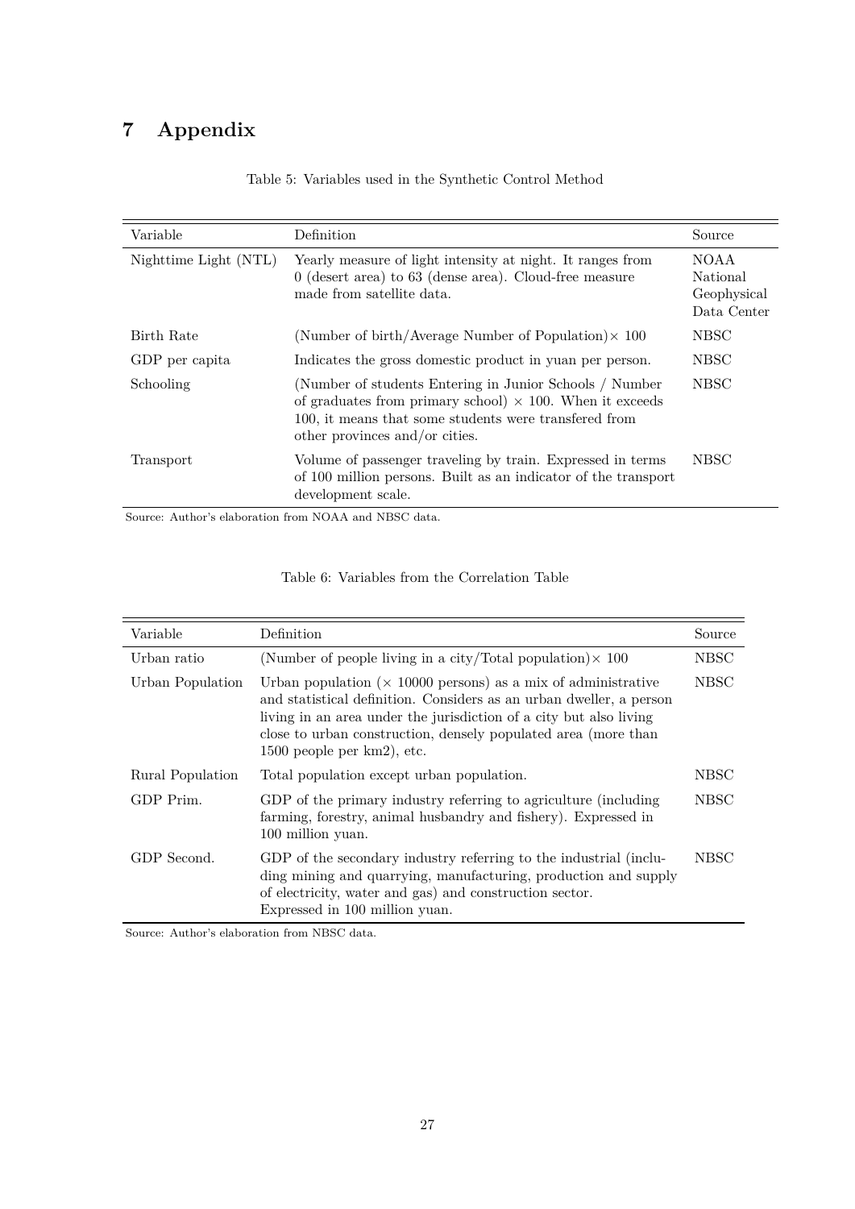# 7 Appendix

Table 5: Variables used in the Synthetic Control Method

| Variable | Definition | Source |
|---|---|---|
| Nighttime Light (NTL) | Yearly measure of light intensity at night. It ranges from 0 (desert area) to 63 (dense area). Cloud-free measure made from satellite data. | NOAA National Geophysical Data Center |
| Birth Rate | (Number of birth/Average Number of Population)$\times$ 100 | NBSC |
| GDP per capita | Indicates the gross domestic product in yuan per person. | NBSC |
| Schooling | (Number of students Entering in Junior Schools / Number of graduates from primary school) $\times$ 100. When it exceeds 100, it means that some students were transfered from other provinces and/or cities. | NBSC |
| Transport | Volume of passenger traveling by train. Expressed in terms of 100 million persons. Built as an indicator of the transport development scale. | NBSC |

Source: Author's elaboration from NOAA and NBSC data.

Table 6: Variables from the Correlation Table

| Variable | Definition | Source |
|---|---|---|
| Urban ratio | (Number of people living in a city/Total population)$\times$ 100 | NBSC |
| Urban Population | Urban population ($\times$ 10000 persons) as a mix of administrative and statistical definition. Considers as an urban dweller, a person living in an area under the jurisdiction of a city but also living close to urban construction, densely populated area (more than 1500 people per km2), etc. | NBSC |
| Rural Population | Total population except urban population. | NBSC |
| GDP Prim. | GDP of the primary industry referring to agriculture (including farming, forestry, animal husbandry and fishery). Expressed in 100 million yuan. | NBSC |
| GDP Second. | GDP of the secondary industry referring to the industrial (including mining and quarrying, manufacturing, production and supply of electricity, water and gas) and construction sector. Expressed in 100 million yuan. | NBSC |

Source: Author's elaboration from NBSC data.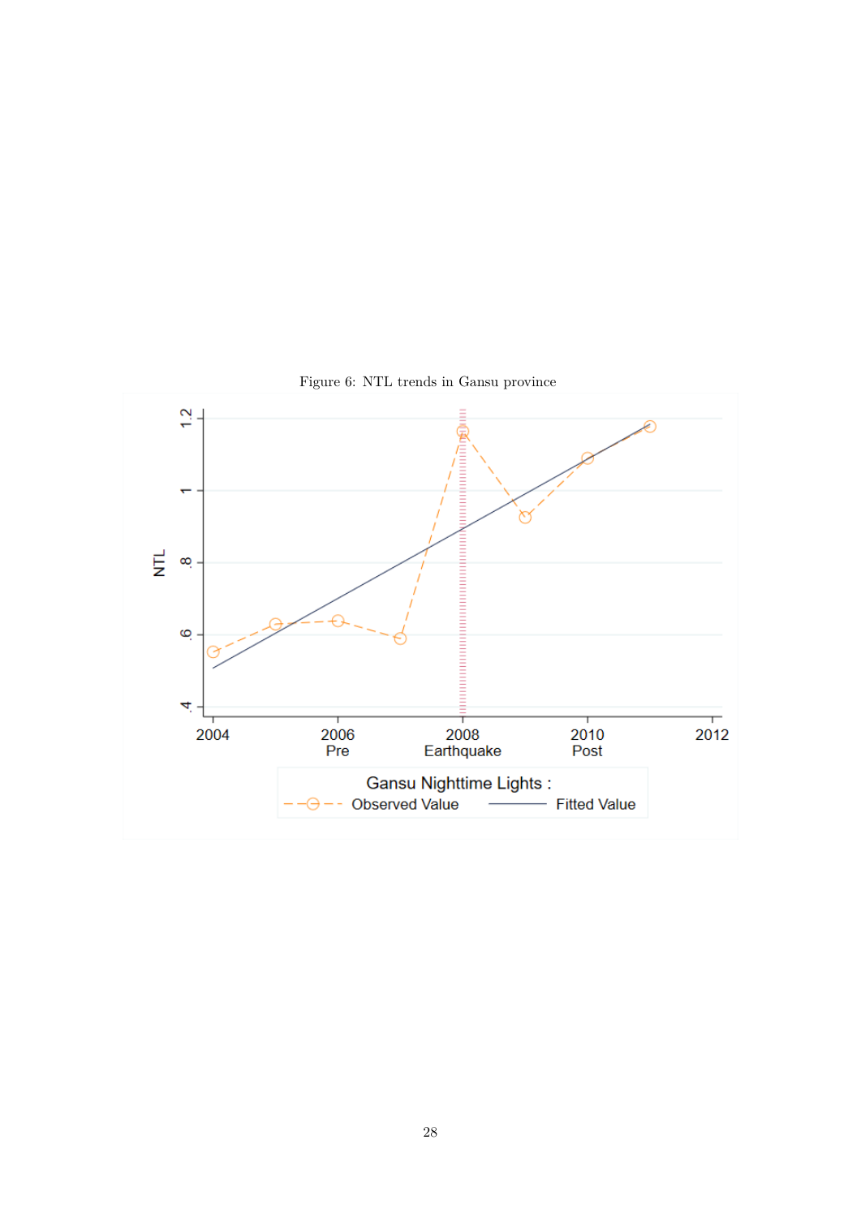Figure 6: NTL trends in Gansu province

NTL

1.2

1

.8

.6

.4

2004

2006
Pre

2008
Earthquake

2010
Post

2012

Gansu Nighttime Lights :

Observed Value

Fitted Value